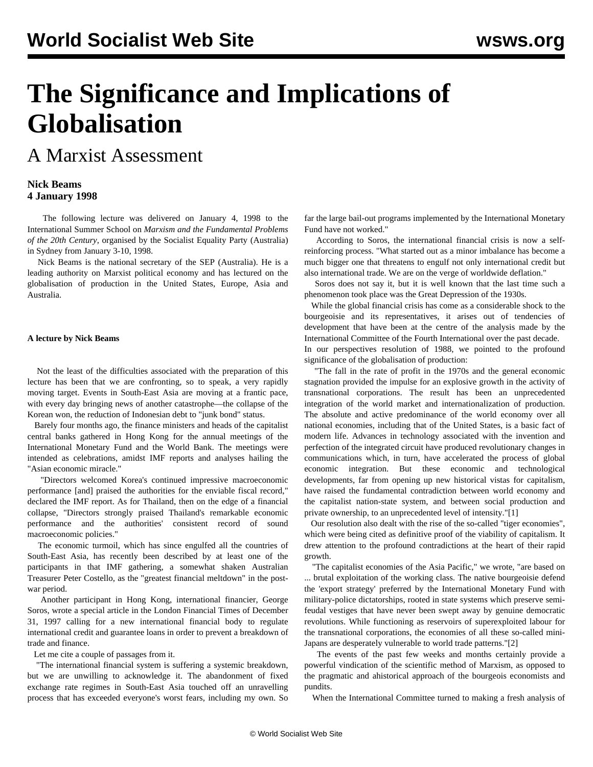# The Significance and Implications of Globalisation

## A Marxist Assessment

**Nick Beams**
**4 January 1998**

The following lecture was delivered on January 4, 1998 to the International Summer School on *Marxism and the Fundamental Problems of the 20th Century*, organised by the Socialist Equality Party (Australia) in Sydney from January 3-10, 1998.

Nick Beams is the national secretary of the SEP (Australia). He is a leading authority on Marxist political economy and has lectured on the globalisation of production in the United States, Europe, Asia and Australia.

**A lecture by Nick Beams**

Not the least of the difficulties associated with the preparation of this lecture has been that we are confronting, so to speak, a very rapidly moving target. Events in South-East Asia are moving at a frantic pace, with every day bringing news of another catastrophe—the collapse of the Korean won, the reduction of Indonesian debt to "junk bond" status.

Barely four months ago, the finance ministers and heads of the capitalist central banks gathered in Hong Kong for the annual meetings of the International Monetary Fund and the World Bank. The meetings were intended as celebrations, amidst IMF reports and analyses hailing the "Asian economic miracle."

"Directors welcomed Korea's continued impressive macroeconomic performance [and] praised the authorities for the enviable fiscal record," declared the IMF report. As for Thailand, then on the edge of a financial collapse, "Directors strongly praised Thailand's remarkable economic performance and the authorities' consistent record of sound macroeconomic policies."

The economic turmoil, which has since engulfed all the countries of South-East Asia, has recently been described by at least one of the participants in that IMF gathering, a somewhat shaken Australian Treasurer Peter Costello, as the "greatest financial meltdown" in the post-war period.

Another participant in Hong Kong, international financier, George Soros, wrote a special article in the London Financial Times of December 31, 1997 calling for a new international financial body to regulate international credit and guarantee loans in order to prevent a breakdown of trade and finance.

Let me cite a couple of passages from it.

"The international financial system is suffering a systemic breakdown, but we are unwilling to acknowledge it. The abandonment of fixed exchange rate regimes in South-East Asia touched off an unravelling process that has exceeded everyone's worst fears, including my own. So far the large bail-out programs implemented by the International Monetary Fund have not worked."

According to Soros, the international financial crisis is now a self-reinforcing process. "What started out as a minor imbalance has become a much bigger one that threatens to engulf not only international credit but also international trade. We are on the verge of worldwide deflation."

Soros does not say it, but it is well known that the last time such a phenomenon took place was the Great Depression of the 1930s.

While the global financial crisis has come as a considerable shock to the bourgeoisie and its representatives, it arises out of tendencies of development that have been at the centre of the analysis made by the International Committee of the Fourth International over the past decade.

In our perspectives resolution of 1988, we pointed to the profound significance of the globalisation of production:

"The fall in the rate of profit in the 1970s and the general economic stagnation provided the impulse for an explosive growth in the activity of transnational corporations. The result has been an unprecedented integration of the world market and internationalization of production. The absolute and active predominance of the world economy over all national economies, including that of the United States, is a basic fact of modern life. Advances in technology associated with the invention and perfection of the integrated circuit have produced revolutionary changes in communications which, in turn, have accelerated the process of global economic integration. But these economic and technological developments, far from opening up new historical vistas for capitalism, have raised the fundamental contradiction between world economy and the capitalist nation-state system, and between social production and private ownership, to an unprecedented level of intensity."[1]

Our resolution also dealt with the rise of the so-called "tiger economies", which were being cited as definitive proof of the viability of capitalism. It drew attention to the profound contradictions at the heart of their rapid growth.

"The capitalist economies of the Asia Pacific," we wrote, "are based on ... brutal exploitation of the working class. The native bourgeoisie defend the 'export strategy' preferred by the International Monetary Fund with military-police dictatorships, rooted in state systems which preserve semi-feudal vestiges that have never been swept away by genuine democratic revolutions. While functioning as reservoirs of superexploited labour for the transnational corporations, the economies of all these so-called mini-Japans are desperately vulnerable to world trade patterns."[2]

The events of the past few weeks and months certainly provide a powerful vindication of the scientific method of Marxism, as opposed to the pragmatic and ahistorical approach of the bourgeois economists and pundits.

When the International Committee turned to making a fresh analysis of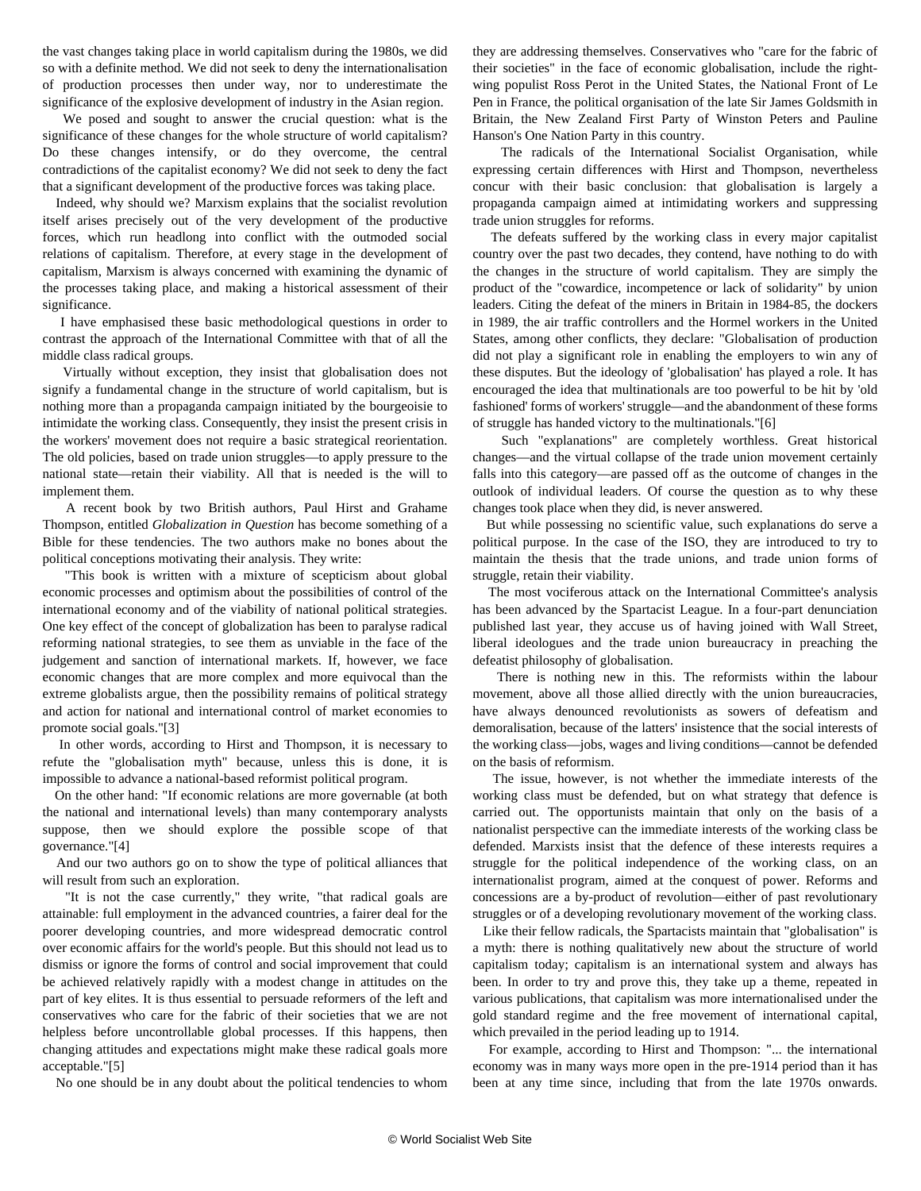the vast changes taking place in world capitalism during the 1980s, we did so with a definite method. We did not seek to deny the internationalisation of production processes then under way, nor to underestimate the significance of the explosive development of industry in the Asian region.

We posed and sought to answer the crucial question: what is the significance of these changes for the whole structure of world capitalism? Do these changes intensify, or do they overcome, the central contradictions of the capitalist economy? We did not seek to deny the fact that a significant development of the productive forces was taking place.

Indeed, why should we? Marxism explains that the socialist revolution itself arises precisely out of the very development of the productive forces, which run headlong into conflict with the outmoded social relations of capitalism. Therefore, at every stage in the development of capitalism, Marxism is always concerned with examining the dynamic of the processes taking place, and making a historical assessment of their significance.

I have emphasised these basic methodological questions in order to contrast the approach of the International Committee with that of all the middle class radical groups.

Virtually without exception, they insist that globalisation does not signify a fundamental change in the structure of world capitalism, but is nothing more than a propaganda campaign initiated by the bourgeoisie to intimidate the working class. Consequently, they insist the present crisis in the workers' movement does not require a basic strategical reorientation. The old policies, based on trade union struggles—to apply pressure to the national state—retain their viability. All that is needed is the will to implement them.

A recent book by two British authors, Paul Hirst and Grahame Thompson, entitled *Globalization in Question* has become something of a Bible for these tendencies. The two authors make no bones about the political conceptions motivating their analysis. They write:

"This book is written with a mixture of scepticism about global economic processes and optimism about the possibilities of control of the international economy and of the viability of national political strategies. One key effect of the concept of globalization has been to paralyse radical reforming national strategies, to see them as unviable in the face of the judgement and sanction of international markets. If, however, we face economic changes that are more complex and more equivocal than the extreme globalists argue, then the possibility remains of political strategy and action for national and international control of market economies to promote social goals."[3]

In other words, according to Hirst and Thompson, it is necessary to refute the "globalisation myth" because, unless this is done, it is impossible to advance a national-based reformist political program.

On the other hand: "If economic relations are more governable (at both the national and international levels) than many contemporary analysts suppose, then we should explore the possible scope of that governance."[4]

And our two authors go on to show the type of political alliances that will result from such an exploration.

"It is not the case currently," they write, "that radical goals are attainable: full employment in the advanced countries, a fairer deal for the poorer developing countries, and more widespread democratic control over economic affairs for the world's people. But this should not lead us to dismiss or ignore the forms of control and social improvement that could be achieved relatively rapidly with a modest change in attitudes on the part of key elites. It is thus essential to persuade reformers of the left and conservatives who care for the fabric of their societies that we are not helpless before uncontrollable global processes. If this happens, then changing attitudes and expectations might make these radical goals more acceptable."[5]

No one should be in any doubt about the political tendencies to whom they are addressing themselves. Conservatives who "care for the fabric of their societies" in the face of economic globalisation, include the right-wing populist Ross Perot in the United States, the National Front of Le Pen in France, the political organisation of the late Sir James Goldsmith in Britain, the New Zealand First Party of Winston Peters and Pauline Hanson's One Nation Party in this country.

The radicals of the International Socialist Organisation, while expressing certain differences with Hirst and Thompson, nevertheless concur with their basic conclusion: that globalisation is largely a propaganda campaign aimed at intimidating workers and suppressing trade union struggles for reforms.

The defeats suffered by the working class in every major capitalist country over the past two decades, they contend, have nothing to do with the changes in the structure of world capitalism. They are simply the product of the "cowardice, incompetence or lack of solidarity" by union leaders. Citing the defeat of the miners in Britain in 1984-85, the dockers in 1989, the air traffic controllers and the Hormel workers in the United States, among other conflicts, they declare: "Globalisation of production did not play a significant role in enabling the employers to win any of these disputes. But the ideology of 'globalisation' has played a role. It has encouraged the idea that multinationals are too powerful to be hit by 'old fashioned' forms of workers' struggle—and the abandonment of these forms of struggle has handed victory to the multinationals."[6]

Such "explanations" are completely worthless. Great historical changes—and the virtual collapse of the trade union movement certainly falls into this category—are passed off as the outcome of changes in the outlook of individual leaders. Of course the question as to why these changes took place when they did, is never answered.

But while possessing no scientific value, such explanations do serve a political purpose. In the case of the ISO, they are introduced to try to maintain the thesis that the trade unions, and trade union forms of struggle, retain their viability.

The most vociferous attack on the International Committee's analysis has been advanced by the Spartacist League. In a four-part denunciation published last year, they accuse us of having joined with Wall Street, liberal ideologues and the trade union bureaucracy in preaching the defeatist philosophy of globalisation.

There is nothing new in this. The reformists within the labour movement, above all those allied directly with the union bureaucracies, have always denounced revolutionists as sowers of defeatism and demoralisation, because of the latters' insistence that the social interests of the working class—jobs, wages and living conditions—cannot be defended on the basis of reformism.

The issue, however, is not whether the immediate interests of the working class must be defended, but on what strategy that defence is carried out. The opportunists maintain that only on the basis of a nationalist perspective can the immediate interests of the working class be defended. Marxists insist that the defence of these interests requires a struggle for the political independence of the working class, on an internationalist program, aimed at the conquest of power. Reforms and concessions are a by-product of revolution—either of past revolutionary struggles or of a developing revolutionary movement of the working class.

Like their fellow radicals, the Spartacists maintain that "globalisation" is a myth: there is nothing qualitatively new about the structure of world capitalism today; capitalism is an international system and always has been. In order to try and prove this, they take up a theme, repeated in various publications, that capitalism was more internationalised under the gold standard regime and the free movement of international capital, which prevailed in the period leading up to 1914.

For example, according to Hirst and Thompson: "... the international economy was in many ways more open in the pre-1914 period than it has been at any time since, including that from the late 1970s onwards.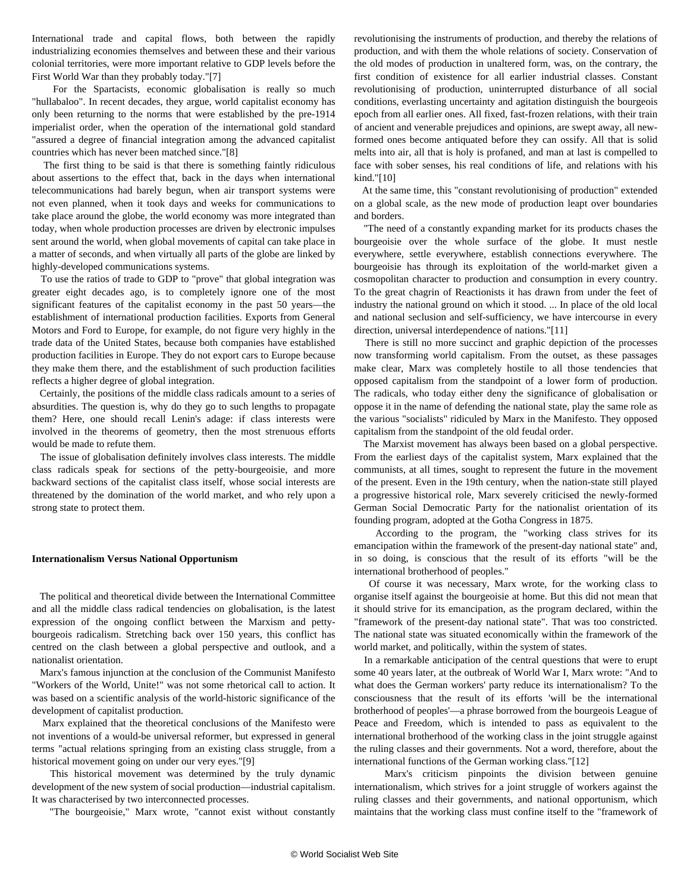International trade and capital flows, both between the rapidly industrializing economies themselves and between these and their various colonial territories, were more important relative to GDP levels before the First World War than they probably today."[7]

For the Spartacists, economic globalisation is really so much "hullabaloo". In recent decades, they argue, world capitalist economy has only been returning to the norms that were established by the pre-1914 imperialist order, when the operation of the international gold standard "assured a degree of financial integration among the advanced capitalist countries which has never been matched since."[8]

The first thing to be said is that there is something faintly ridiculous about assertions to the effect that, back in the days when international telecommunications had barely begun, when air transport systems were not even planned, when it took days and weeks for communications to take place around the globe, the world economy was more integrated than today, when whole production processes are driven by electronic impulses sent around the world, when global movements of capital can take place in a matter of seconds, and when virtually all parts of the globe are linked by highly-developed communications systems.

To use the ratios of trade to GDP to "prove" that global integration was greater eight decades ago, is to completely ignore one of the most significant features of the capitalist economy in the past 50 years—the establishment of international production facilities. Exports from General Motors and Ford to Europe, for example, do not figure very highly in the trade data of the United States, because both companies have established production facilities in Europe. They do not export cars to Europe because they make them there, and the establishment of such production facilities reflects a higher degree of global integration.

Certainly, the positions of the middle class radicals amount to a series of absurdities. The question is, why do they go to such lengths to propagate them? Here, one should recall Lenin's adage: if class interests were involved in the theorems of geometry, then the most strenuous efforts would be made to refute them.

The issue of globalisation definitely involves class interests. The middle class radicals speak for sections of the petty-bourgeoisie, and more backward sections of the capitalist class itself, whose social interests are threatened by the domination of the world market, and who rely upon a strong state to protect them.

**Internationalism Versus National Opportunism**

The political and theoretical divide between the International Committee and all the middle class radical tendencies on globalisation, is the latest expression of the ongoing conflict between the Marxism and petty-bourgeois radicalism. Stretching back over 150 years, this conflict has centred on the clash between a global perspective and outlook, and a nationalist orientation.

Marx's famous injunction at the conclusion of the Communist Manifesto "Workers of the World, Unite!" was not some rhetorical call to action. It was based on a scientific analysis of the world-historic significance of the development of capitalist production.

Marx explained that the theoretical conclusions of the Manifesto were not inventions of a would-be universal reformer, but expressed in general terms "actual relations springing from an existing class struggle, from a historical movement going on under our very eyes."[9]

This historical movement was determined by the truly dynamic development of the new system of social production—industrial capitalism. It was characterised by two interconnected processes.

"The bourgeoisie," Marx wrote, "cannot exist without constantly revolutionising the instruments of production, and thereby the relations of production, and with them the whole relations of society. Conservation of the old modes of production in unaltered form, was, on the contrary, the first condition of existence for all earlier industrial classes. Constant revolutionising of production, uninterrupted disturbance of all social conditions, everlasting uncertainty and agitation distinguish the bourgeois epoch from all earlier ones. All fixed, fast-frozen relations, with their train of ancient and venerable prejudices and opinions, are swept away, all new-formed ones become antiquated before they can ossify. All that is solid melts into air, all that is holy is profaned, and man at last is compelled to face with sober senses, his real conditions of life, and relations with his kind."[10]

At the same time, this "constant revolutionising of production" extended on a global scale, as the new mode of production leapt over boundaries and borders.

"The need of a constantly expanding market for its products chases the bourgeoisie over the whole surface of the globe. It must nestle everywhere, settle everywhere, establish connections everywhere. The bourgeoisie has through its exploitation of the world-market given a cosmopolitan character to production and consumption in every country. To the great chagrin of Reactionists it has drawn from under the feet of industry the national ground on which it stood. ... In place of the old local and national seclusion and self-sufficiency, we have intercourse in every direction, universal interdependence of nations."[11]

There is still no more succinct and graphic depiction of the processes now transforming world capitalism. From the outset, as these passages make clear, Marx was completely hostile to all those tendencies that opposed capitalism from the standpoint of a lower form of production. The radicals, who today either deny the significance of globalisation or oppose it in the name of defending the national state, play the same role as the various "socialists" ridiculed by Marx in the Manifesto. They opposed capitalism from the standpoint of the old feudal order.

The Marxist movement has always been based on a global perspective. From the earliest days of the capitalist system, Marx explained that the communists, at all times, sought to represent the future in the movement of the present. Even in the 19th century, when the nation-state still played a progressive historical role, Marx severely criticised the newly-formed German Social Democratic Party for the nationalist orientation of its founding program, adopted at the Gotha Congress in 1875.

According to the program, the "working class strives for its emancipation within the framework of the present-day national state" and, in so doing, is conscious that the result of its efforts "will be the international brotherhood of peoples."

Of course it was necessary, Marx wrote, for the working class to organise itself against the bourgeoisie at home. But this did not mean that it should strive for its emancipation, as the program declared, within the "framework of the present-day national state". That was too constricted. The national state was situated economically within the framework of the world market, and politically, within the system of states.

In a remarkable anticipation of the central questions that were to erupt some 40 years later, at the outbreak of World War I, Marx wrote: "And to what does the German workers' party reduce its internationalism? To the consciousness that the result of its efforts 'will be the international brotherhood of peoples'—a phrase borrowed from the bourgeois League of Peace and Freedom, which is intended to pass as equivalent to the international brotherhood of the working class in the joint struggle against the ruling classes and their governments. Not a word, therefore, about the international functions of the German working class."[12]

Marx's criticism pinpoints the division between genuine internationalism, which strives for a joint struggle of workers against the ruling classes and their governments, and national opportunism, which maintains that the working class must confine itself to the "framework of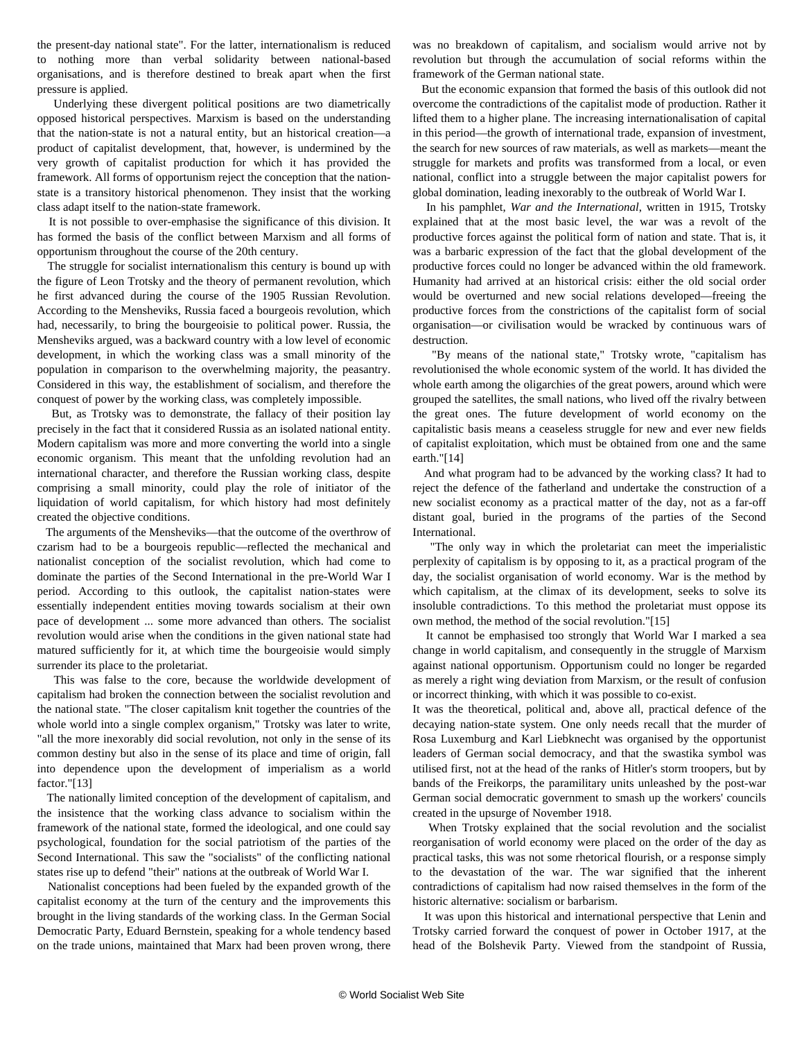the present-day national state". For the latter, internationalism is reduced to nothing more than verbal solidarity between national-based organisations, and is therefore destined to break apart when the first pressure is applied.

Underlying these divergent political positions are two diametrically opposed historical perspectives. Marxism is based on the understanding that the nation-state is not a natural entity, but an historical creation—a product of capitalist development, that, however, is undermined by the very growth of capitalist production for which it has provided the framework. All forms of opportunism reject the conception that the nation-state is a transitory historical phenomenon. They insist that the working class adapt itself to the nation-state framework.

It is not possible to over-emphasise the significance of this division. It has formed the basis of the conflict between Marxism and all forms of opportunism throughout the course of the 20th century.

The struggle for socialist internationalism this century is bound up with the figure of Leon Trotsky and the theory of permanent revolution, which he first advanced during the course of the 1905 Russian Revolution. According to the Mensheviks, Russia faced a bourgeois revolution, which had, necessarily, to bring the bourgeoisie to political power. Russia, the Mensheviks argued, was a backward country with a low level of economic development, in which the working class was a small minority of the population in comparison to the overwhelming majority, the peasantry. Considered in this way, the establishment of socialism, and therefore the conquest of power by the working class, was completely impossible.

But, as Trotsky was to demonstrate, the fallacy of their position lay precisely in the fact that it considered Russia as an isolated national entity. Modern capitalism was more and more converting the world into a single economic organism. This meant that the unfolding revolution had an international character, and therefore the Russian working class, despite comprising a small minority, could play the role of initiator of the liquidation of world capitalism, for which history had most definitely created the objective conditions.

The arguments of the Mensheviks—that the outcome of the overthrow of czarism had to be a bourgeois republic—reflected the mechanical and nationalist conception of the socialist revolution, which had come to dominate the parties of the Second International in the pre-World War I period. According to this outlook, the capitalist nation-states were essentially independent entities moving towards socialism at their own pace of development ... some more advanced than others. The socialist revolution would arise when the conditions in the given national state had matured sufficiently for it, at which time the bourgeoisie would simply surrender its place to the proletariat.

This was false to the core, because the worldwide development of capitalism had broken the connection between the socialist revolution and the national state. "The closer capitalism knit together the countries of the whole world into a single complex organism," Trotsky was later to write, "all the more inexorably did social revolution, not only in the sense of its common destiny but also in the sense of its place and time of origin, fall into dependence upon the development of imperialism as a world factor."[13]

The nationally limited conception of the development of capitalism, and the insistence that the working class advance to socialism within the framework of the national state, formed the ideological, and one could say psychological, foundation for the social patriotism of the parties of the Second International. This saw the "socialists" of the conflicting national states rise up to defend "their" nations at the outbreak of World War I.

Nationalist conceptions had been fueled by the expanded growth of the capitalist economy at the turn of the century and the improvements this brought in the living standards of the working class. In the German Social Democratic Party, Eduard Bernstein, speaking for a whole tendency based on the trade unions, maintained that Marx had been proven wrong, there was no breakdown of capitalism, and socialism would arrive not by revolution but through the accumulation of social reforms within the framework of the German national state.

But the economic expansion that formed the basis of this outlook did not overcome the contradictions of the capitalist mode of production. Rather it lifted them to a higher plane. The increasing internationalisation of capital in this period—the growth of international trade, expansion of investment, the search for new sources of raw materials, as well as markets—meant the struggle for markets and profits was transformed from a local, or even national, conflict into a struggle between the major capitalist powers for global domination, leading inexorably to the outbreak of World War I.

In his pamphlet, *War and the International*, written in 1915, Trotsky explained that at the most basic level, the war was a revolt of the productive forces against the political form of nation and state. That is, it was a barbaric expression of the fact that the global development of the productive forces could no longer be advanced within the old framework. Humanity had arrived at an historical crisis: either the old social order would be overturned and new social relations developed—freeing the productive forces from the constrictions of the capitalist form of social organisation—or civilisation would be wracked by continuous wars of destruction.

"By means of the national state," Trotsky wrote, "capitalism has revolutionised the whole economic system of the world. It has divided the whole earth among the oligarchies of the great powers, around which were grouped the satellites, the small nations, who lived off the rivalry between the great ones. The future development of world economy on the capitalistic basis means a ceaseless struggle for new and ever new fields of capitalist exploitation, which must be obtained from one and the same earth."[14]

And what program had to be advanced by the working class? It had to reject the defence of the fatherland and undertake the construction of a new socialist economy as a practical matter of the day, not as a far-off distant goal, buried in the programs of the parties of the Second International.

"The only way in which the proletariat can meet the imperialistic perplexity of capitalism is by opposing to it, as a practical program of the day, the socialist organisation of world economy. War is the method by which capitalism, at the climax of its development, seeks to solve its insoluble contradictions. To this method the proletariat must oppose its own method, the method of the social revolution."[15]

It cannot be emphasised too strongly that World War I marked a sea change in world capitalism, and consequently in the struggle of Marxism against national opportunism. Opportunism could no longer be regarded as merely a right wing deviation from Marxism, or the result of confusion or incorrect thinking, with which it was possible to co-exist.

It was the theoretical, political and, above all, practical defence of the decaying nation-state system. One only needs recall that the murder of Rosa Luxemburg and Karl Liebknecht was organised by the opportunist leaders of German social democracy, and that the swastika symbol was utilised first, not at the head of the ranks of Hitler's storm troopers, but by bands of the Freikorps, the paramilitary units unleashed by the post-war German social democratic government to smash up the workers' councils created in the upsurge of November 1918.

When Trotsky explained that the social revolution and the socialist reorganisation of world economy were placed on the order of the day as practical tasks, this was not some rhetorical flourish, or a response simply to the devastation of the war. The war signified that the inherent contradictions of capitalism had now raised themselves in the form of the historic alternative: socialism or barbarism.

It was upon this historical and international perspective that Lenin and Trotsky carried forward the conquest of power in October 1917, at the head of the Bolshevik Party. Viewed from the standpoint of Russia,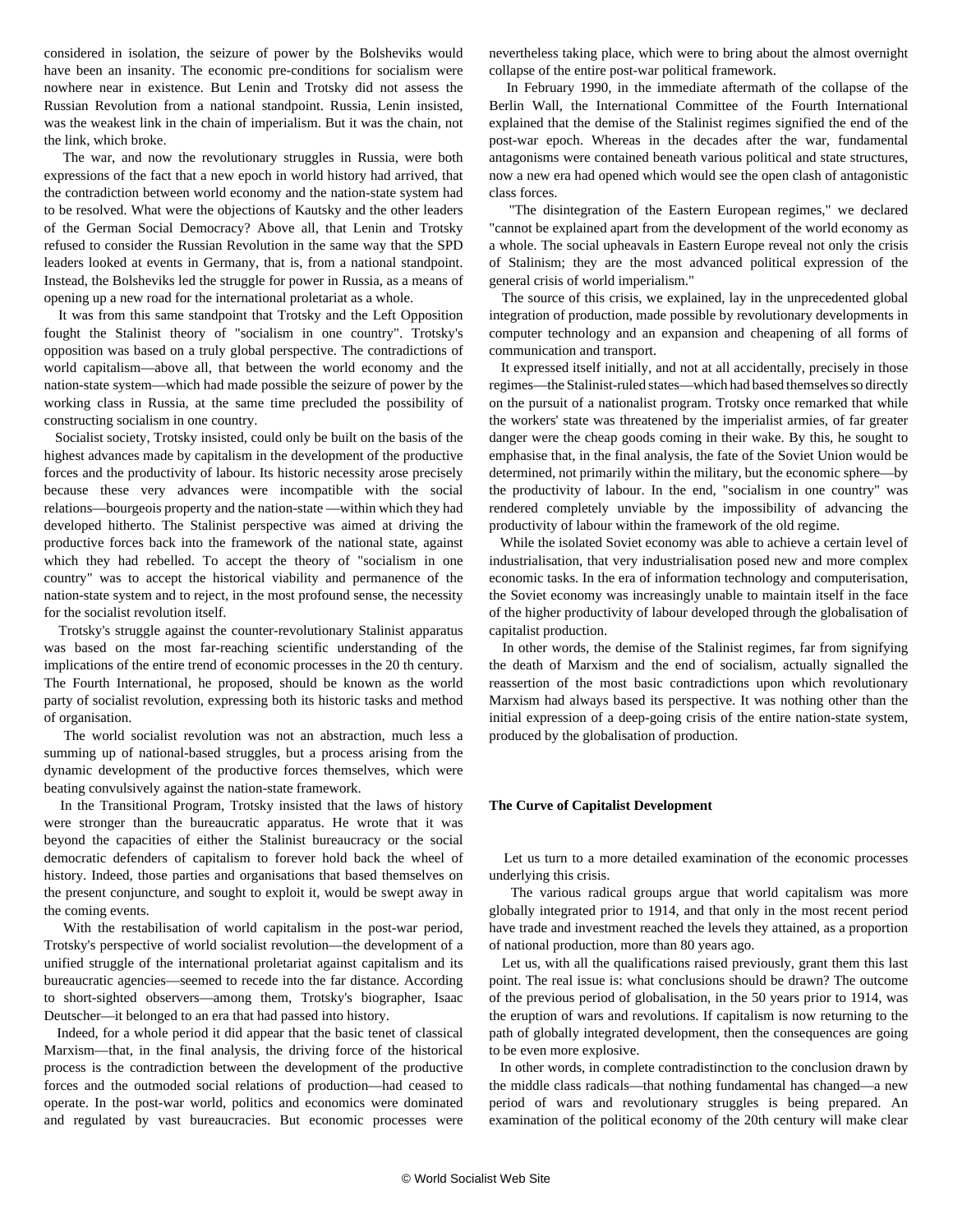considered in isolation, the seizure of power by the Bolsheviks would have been an insanity. The economic pre-conditions for socialism were nowhere near in existence. But Lenin and Trotsky did not assess the Russian Revolution from a national standpoint. Russia, Lenin insisted, was the weakest link in the chain of imperialism. But it was the chain, not the link, which broke.

The war, and now the revolutionary struggles in Russia, were both expressions of the fact that a new epoch in world history had arrived, that the contradiction between world economy and the nation-state system had to be resolved. What were the objections of Kautsky and the other leaders of the German Social Democracy? Above all, that Lenin and Trotsky refused to consider the Russian Revolution in the same way that the SPD leaders looked at events in Germany, that is, from a national standpoint. Instead, the Bolsheviks led the struggle for power in Russia, as a means of opening up a new road for the international proletariat as a whole.

It was from this same standpoint that Trotsky and the Left Opposition fought the Stalinist theory of "socialism in one country". Trotsky's opposition was based on a truly global perspective. The contradictions of world capitalism—above all, that between the world economy and the nation-state system—which had made possible the seizure of power by the working class in Russia, at the same time precluded the possibility of constructing socialism in one country.

Socialist society, Trotsky insisted, could only be built on the basis of the highest advances made by capitalism in the development of the productive forces and the productivity of labour. Its historic necessity arose precisely because these very advances were incompatible with the social relations—bourgeois property and the nation-state —within which they had developed hitherto. The Stalinist perspective was aimed at driving the productive forces back into the framework of the national state, against which they had rebelled. To accept the theory of "socialism in one country" was to accept the historical viability and permanence of the nation-state system and to reject, in the most profound sense, the necessity for the socialist revolution itself.

Trotsky's struggle against the counter-revolutionary Stalinist apparatus was based on the most far-reaching scientific understanding of the implications of the entire trend of economic processes in the 20 th century. The Fourth International, he proposed, should be known as the world party of socialist revolution, expressing both its historic tasks and method of organisation.

The world socialist revolution was not an abstraction, much less a summing up of national-based struggles, but a process arising from the dynamic development of the productive forces themselves, which were beating convulsively against the nation-state framework.

In the Transitional Program, Trotsky insisted that the laws of history were stronger than the bureaucratic apparatus. He wrote that it was beyond the capacities of either the Stalinist bureaucracy or the social democratic defenders of capitalism to forever hold back the wheel of history. Indeed, those parties and organisations that based themselves on the present conjuncture, and sought to exploit it, would be swept away in the coming events.

With the restabilisation of world capitalism in the post-war period, Trotsky's perspective of world socialist revolution—the development of a unified struggle of the international proletariat against capitalism and its bureaucratic agencies—seemed to recede into the far distance. According to short-sighted observers—among them, Trotsky's biographer, Isaac Deutscher—it belonged to an era that had passed into history.

Indeed, for a whole period it did appear that the basic tenet of classical Marxism—that, in the final analysis, the driving force of the historical process is the contradiction between the development of the productive forces and the outmoded social relations of production—had ceased to operate. In the post-war world, politics and economics were dominated and regulated by vast bureaucracies. But economic processes were nevertheless taking place, which were to bring about the almost overnight collapse of the entire post-war political framework.

In February 1990, in the immediate aftermath of the collapse of the Berlin Wall, the International Committee of the Fourth International explained that the demise of the Stalinist regimes signified the end of the post-war epoch. Whereas in the decades after the war, fundamental antagonisms were contained beneath various political and state structures, now a new era had opened which would see the open clash of antagonistic class forces.

"The disintegration of the Eastern European regimes," we declared "cannot be explained apart from the development of the world economy as a whole. The social upheavals in Eastern Europe reveal not only the crisis of Stalinism; they are the most advanced political expression of the general crisis of world imperialism."

The source of this crisis, we explained, lay in the unprecedented global integration of production, made possible by revolutionary developments in computer technology and an expansion and cheapening of all forms of communication and transport.

It expressed itself initially, and not at all accidentally, precisely in those regimes—the Stalinist-ruled states—which had based themselves so directly on the pursuit of a nationalist program. Trotsky once remarked that while the workers' state was threatened by the imperialist armies, of far greater danger were the cheap goods coming in their wake. By this, he sought to emphasise that, in the final analysis, the fate of the Soviet Union would be determined, not primarily within the military, but the economic sphere—by the productivity of labour. In the end, "socialism in one country" was rendered completely unviable by the impossibility of advancing the productivity of labour within the framework of the old regime.

While the isolated Soviet economy was able to achieve a certain level of industrialisation, that very industrialisation posed new and more complex economic tasks. In the era of information technology and computerisation, the Soviet economy was increasingly unable to maintain itself in the face of the higher productivity of labour developed through the globalisation of capitalist production.

In other words, the demise of the Stalinist regimes, far from signifying the death of Marxism and the end of socialism, actually signalled the reassertion of the most basic contradictions upon which revolutionary Marxism had always based its perspective. It was nothing other than the initial expression of a deep-going crisis of the entire nation-state system, produced by the globalisation of production.

**The Curve of Capitalist Development**

Let us turn to a more detailed examination of the economic processes underlying this crisis.

The various radical groups argue that world capitalism was more globally integrated prior to 1914, and that only in the most recent period have trade and investment reached the levels they attained, as a proportion of national production, more than 80 years ago.

Let us, with all the qualifications raised previously, grant them this last point. The real issue is: what conclusions should be drawn? The outcome of the previous period of globalisation, in the 50 years prior to 1914, was the eruption of wars and revolutions. If capitalism is now returning to the path of globally integrated development, then the consequences are going to be even more explosive.

In other words, in complete contradistinction to the conclusion drawn by the middle class radicals—that nothing fundamental has changed—a new period of wars and revolutionary struggles is being prepared. An examination of the political economy of the 20th century will make clear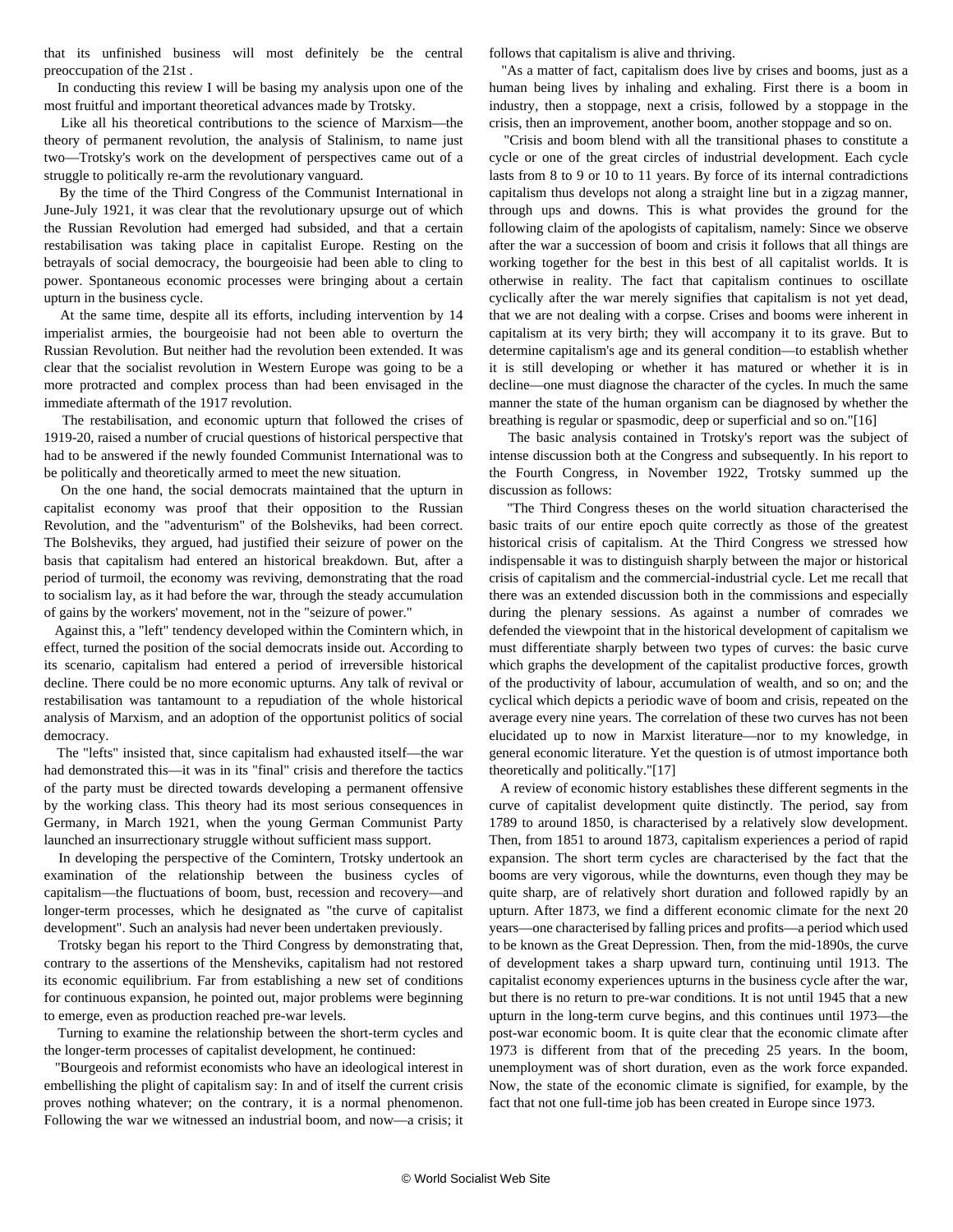that its unfinished business will most definitely be the central preoccupation of the 21st .

In conducting this review I will be basing my analysis upon one of the most fruitful and important theoretical advances made by Trotsky.

Like all his theoretical contributions to the science of Marxism—the theory of permanent revolution, the analysis of Stalinism, to name just two—Trotsky's work on the development of perspectives came out of a struggle to politically re-arm the revolutionary vanguard.

By the time of the Third Congress of the Communist International in June-July 1921, it was clear that the revolutionary upsurge out of which the Russian Revolution had emerged had subsided, and that a certain restabilisation was taking place in capitalist Europe. Resting on the betrayals of social democracy, the bourgeoisie had been able to cling to power. Spontaneous economic processes were bringing about a certain upturn in the business cycle.

At the same time, despite all its efforts, including intervention by 14 imperialist armies, the bourgeoisie had not been able to overturn the Russian Revolution. But neither had the revolution been extended. It was clear that the socialist revolution in Western Europe was going to be a more protracted and complex process than had been envisaged in the immediate aftermath of the 1917 revolution.

The restabilisation, and economic upturn that followed the crises of 1919-20, raised a number of crucial questions of historical perspective that had to be answered if the newly founded Communist International was to be politically and theoretically armed to meet the new situation.

On the one hand, the social democrats maintained that the upturn in capitalist economy was proof that their opposition to the Russian Revolution, and the "adventurism" of the Bolsheviks, had been correct. The Bolsheviks, they argued, had justified their seizure of power on the basis that capitalism had entered an historical breakdown. But, after a period of turmoil, the economy was reviving, demonstrating that the road to socialism lay, as it had before the war, through the steady accumulation of gains by the workers' movement, not in the "seizure of power."

Against this, a "left" tendency developed within the Comintern which, in effect, turned the position of the social democrats inside out. According to its scenario, capitalism had entered a period of irreversible historical decline. There could be no more economic upturns. Any talk of revival or restabilisation was tantamount to a repudiation of the whole historical analysis of Marxism, and an adoption of the opportunist politics of social democracy.

The "lefts" insisted that, since capitalism had exhausted itself—the war had demonstrated this—it was in its "final" crisis and therefore the tactics of the party must be directed towards developing a permanent offensive by the working class. This theory had its most serious consequences in Germany, in March 1921, when the young German Communist Party launched an insurrectionary struggle without sufficient mass support.

In developing the perspective of the Comintern, Trotsky undertook an examination of the relationship between the business cycles of capitalism—the fluctuations of boom, bust, recession and recovery—and longer-term processes, which he designated as "the curve of capitalist development". Such an analysis had never been undertaken previously.

Trotsky began his report to the Third Congress by demonstrating that, contrary to the assertions of the Mensheviks, capitalism had not restored its economic equilibrium. Far from establishing a new set of conditions for continuous expansion, he pointed out, major problems were beginning to emerge, even as production reached pre-war levels.

Turning to examine the relationship between the short-term cycles and the longer-term processes of capitalist development, he continued:

"Bourgeois and reformist economists who have an ideological interest in embellishing the plight of capitalism say: In and of itself the current crisis proves nothing whatever; on the contrary, it is a normal phenomenon. Following the war we witnessed an industrial boom, and now—a crisis; it follows that capitalism is alive and thriving.

"As a matter of fact, capitalism does live by crises and booms, just as a human being lives by inhaling and exhaling. First there is a boom in industry, then a stoppage, next a crisis, followed by a stoppage in the crisis, then an improvement, another boom, another stoppage and so on.

"Crisis and boom blend with all the transitional phases to constitute a cycle or one of the great circles of industrial development. Each cycle lasts from 8 to 9 or 10 to 11 years. By force of its internal contradictions capitalism thus develops not along a straight line but in a zigzag manner, through ups and downs. This is what provides the ground for the following claim of the apologists of capitalism, namely: Since we observe after the war a succession of boom and crisis it follows that all things are working together for the best in this best of all capitalist worlds. It is otherwise in reality. The fact that capitalism continues to oscillate cyclically after the war merely signifies that capitalism is not yet dead, that we are not dealing with a corpse. Crises and booms were inherent in capitalism at its very birth; they will accompany it to its grave. But to determine capitalism's age and its general condition—to establish whether it is still developing or whether it has matured or whether it is in decline—one must diagnose the character of the cycles. In much the same manner the state of the human organism can be diagnosed by whether the breathing is regular or spasmodic, deep or superficial and so on."[16]

The basic analysis contained in Trotsky's report was the subject of intense discussion both at the Congress and subsequently. In his report to the Fourth Congress, in November 1922, Trotsky summed up the discussion as follows:

"The Third Congress theses on the world situation characterised the basic traits of our entire epoch quite correctly as those of the greatest historical crisis of capitalism. At the Third Congress we stressed how indispensable it was to distinguish sharply between the major or historical crisis of capitalism and the commercial-industrial cycle. Let me recall that there was an extended discussion both in the commissions and especially during the plenary sessions. As against a number of comrades we defended the viewpoint that in the historical development of capitalism we must differentiate sharply between two types of curves: the basic curve which graphs the development of the capitalist productive forces, growth of the productivity of labour, accumulation of wealth, and so on; and the cyclical which depicts a periodic wave of boom and crisis, repeated on the average every nine years. The correlation of these two curves has not been elucidated up to now in Marxist literature—nor to my knowledge, in general economic literature. Yet the question is of utmost importance both theoretically and politically."[17]

A review of economic history establishes these different segments in the curve of capitalist development quite distinctly. The period, say from 1789 to around 1850, is characterised by a relatively slow development. Then, from 1851 to around 1873, capitalism experiences a period of rapid expansion. The short term cycles are characterised by the fact that the booms are very vigorous, while the downturns, even though they may be quite sharp, are of relatively short duration and followed rapidly by an upturn. After 1873, we find a different economic climate for the next 20 years—one characterised by falling prices and profits—a period which used to be known as the Great Depression. Then, from the mid-1890s, the curve of development takes a sharp upward turn, continuing until 1913. The capitalist economy experiences upturns in the business cycle after the war, but there is no return to pre-war conditions. It is not until 1945 that a new upturn in the long-term curve begins, and this continues until 1973—the post-war economic boom. It is quite clear that the economic climate after 1973 is different from that of the preceding 25 years. In the boom, unemployment was of short duration, even as the work force expanded. Now, the state of the economic climate is signified, for example, by the fact that not one full-time job has been created in Europe since 1973.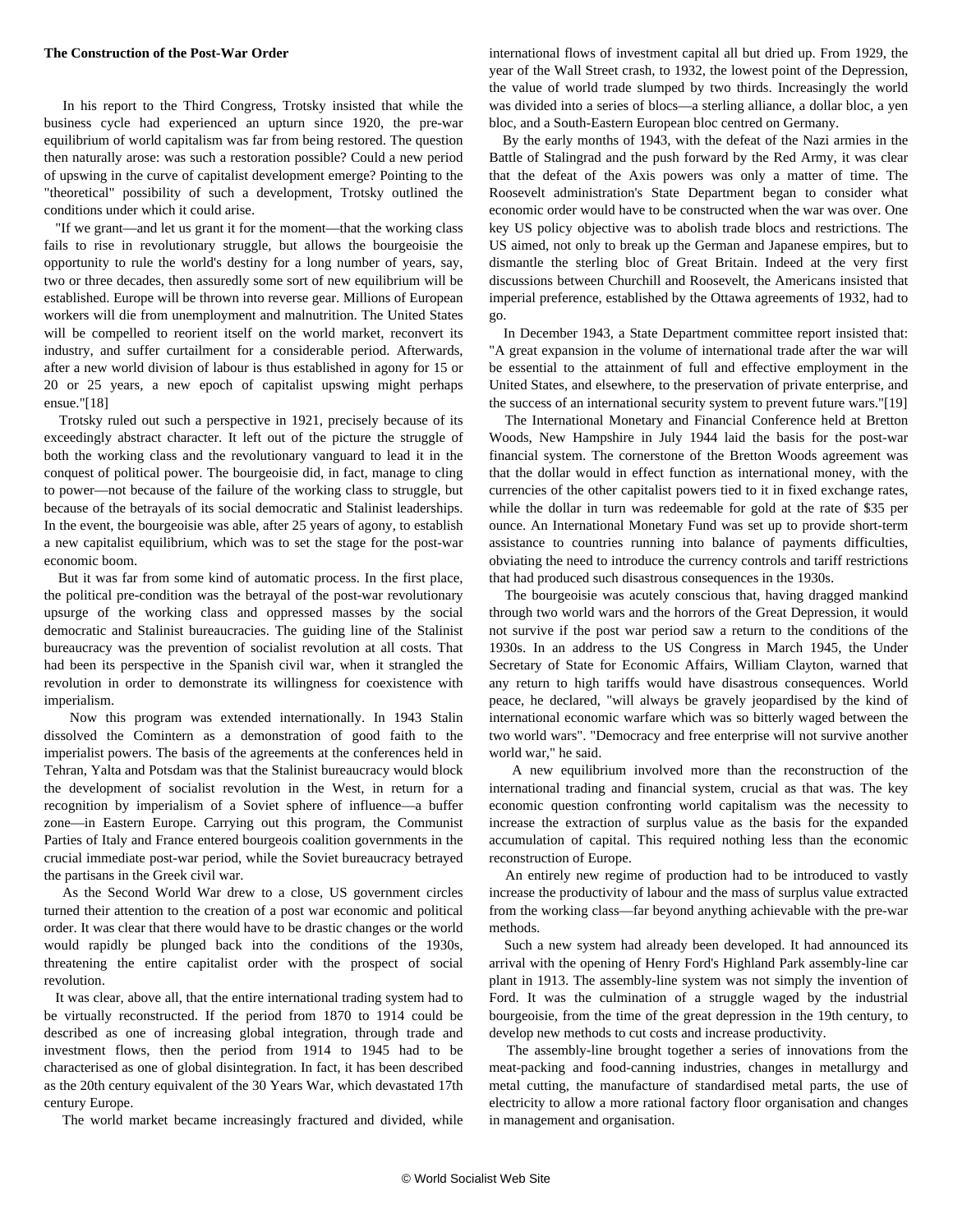**The Construction of the Post-War Order**

In his report to the Third Congress, Trotsky insisted that while the business cycle had experienced an upturn since 1920, the pre-war equilibrium of world capitalism was far from being restored. The question then naturally arose: was such a restoration possible? Could a new period of upswing in the curve of capitalist development emerge? Pointing to the "theoretical" possibility of such a development, Trotsky outlined the conditions under which it could arise.

"If we grant—and let us grant it for the moment—that the working class fails to rise in revolutionary struggle, but allows the bourgeoisie the opportunity to rule the world's destiny for a long number of years, say, two or three decades, then assuredly some sort of new equilibrium will be established. Europe will be thrown into reverse gear. Millions of European workers will die from unemployment and malnutrition. The United States will be compelled to reorient itself on the world market, reconvert its industry, and suffer curtailment for a considerable period. Afterwards, after a new world division of labour is thus established in agony for 15 or 20 or 25 years, a new epoch of capitalist upswing might perhaps ensue."[18]

Trotsky ruled out such a perspective in 1921, precisely because of its exceedingly abstract character. It left out of the picture the struggle of both the working class and the revolutionary vanguard to lead it in the conquest of political power. The bourgeoisie did, in fact, manage to cling to power—not because of the failure of the working class to struggle, but because of the betrayals of its social democratic and Stalinist leaderships. In the event, the bourgeoisie was able, after 25 years of agony, to establish a new capitalist equilibrium, which was to set the stage for the post-war economic boom.

But it was far from some kind of automatic process. In the first place, the political pre-condition was the betrayal of the post-war revolutionary upsurge of the working class and oppressed masses by the social democratic and Stalinist bureaucracies. The guiding line of the Stalinist bureaucracy was the prevention of socialist revolution at all costs. That had been its perspective in the Spanish civil war, when it strangled the revolution in order to demonstrate its willingness for coexistence with imperialism.

Now this program was extended internationally. In 1943 Stalin dissolved the Comintern as a demonstration of good faith to the imperialist powers. The basis of the agreements at the conferences held in Tehran, Yalta and Potsdam was that the Stalinist bureaucracy would block the development of socialist revolution in the West, in return for a recognition by imperialism of a Soviet sphere of influence—a buffer zone—in Eastern Europe. Carrying out this program, the Communist Parties of Italy and France entered bourgeois coalition governments in the crucial immediate post-war period, while the Soviet bureaucracy betrayed the partisans in the Greek civil war.

As the Second World War drew to a close, US government circles turned their attention to the creation of a post war economic and political order. It was clear that there would have to be drastic changes or the world would rapidly be plunged back into the conditions of the 1930s, threatening the entire capitalist order with the prospect of social revolution.

It was clear, above all, that the entire international trading system had to be virtually reconstructed. If the period from 1870 to 1914 could be described as one of increasing global integration, through trade and investment flows, then the period from 1914 to 1945 had to be characterised as one of global disintegration. In fact, it has been described as the 20th century equivalent of the 30 Years War, which devastated 17th century Europe.

The world market became increasingly fractured and divided, while international flows of investment capital all but dried up. From 1929, the year of the Wall Street crash, to 1932, the lowest point of the Depression, the value of world trade slumped by two thirds. Increasingly the world was divided into a series of blocs—a sterling alliance, a dollar bloc, a yen bloc, and a South-Eastern European bloc centred on Germany.

By the early months of 1943, with the defeat of the Nazi armies in the Battle of Stalingrad and the push forward by the Red Army, it was clear that the defeat of the Axis powers was only a matter of time. The Roosevelt administration's State Department began to consider what economic order would have to be constructed when the war was over. One key US policy objective was to abolish trade blocs and restrictions. The US aimed, not only to break up the German and Japanese empires, but to dismantle the sterling bloc of Great Britain. Indeed at the very first discussions between Churchill and Roosevelt, the Americans insisted that imperial preference, established by the Ottawa agreements of 1932, had to go.

In December 1943, a State Department committee report insisted that: "A great expansion in the volume of international trade after the war will be essential to the attainment of full and effective employment in the United States, and elsewhere, to the preservation of private enterprise, and the success of an international security system to prevent future wars."[19]

The International Monetary and Financial Conference held at Bretton Woods, New Hampshire in July 1944 laid the basis for the post-war financial system. The cornerstone of the Bretton Woods agreement was that the dollar would in effect function as international money, with the currencies of the other capitalist powers tied to it in fixed exchange rates, while the dollar in turn was redeemable for gold at the rate of $35 per ounce. An International Monetary Fund was set up to provide short-term assistance to countries running into balance of payments difficulties, obviating the need to introduce the currency controls and tariff restrictions that had produced such disastrous consequences in the 1930s.

The bourgeoisie was acutely conscious that, having dragged mankind through two world wars and the horrors of the Great Depression, it would not survive if the post war period saw a return to the conditions of the 1930s. In an address to the US Congress in March 1945, the Under Secretary of State for Economic Affairs, William Clayton, warned that any return to high tariffs would have disastrous consequences. World peace, he declared, "will always be gravely jeopardised by the kind of international economic warfare which was so bitterly waged between the two world wars". "Democracy and free enterprise will not survive another world war," he said.

A new equilibrium involved more than the reconstruction of the international trading and financial system, crucial as that was. The key economic question confronting world capitalism was the necessity to increase the extraction of surplus value as the basis for the expanded accumulation of capital. This required nothing less than the economic reconstruction of Europe.

An entirely new regime of production had to be introduced to vastly increase the productivity of labour and the mass of surplus value extracted from the working class—far beyond anything achievable with the pre-war methods.

Such a new system had already been developed. It had announced its arrival with the opening of Henry Ford's Highland Park assembly-line car plant in 1913. The assembly-line system was not simply the invention of Ford. It was the culmination of a struggle waged by the industrial bourgeoisie, from the time of the great depression in the 19th century, to develop new methods to cut costs and increase productivity.

The assembly-line brought together a series of innovations from the meat-packing and food-canning industries, changes in metallurgy and metal cutting, the manufacture of standardised metal parts, the use of electricity to allow a more rational factory floor organisation and changes in management and organisation.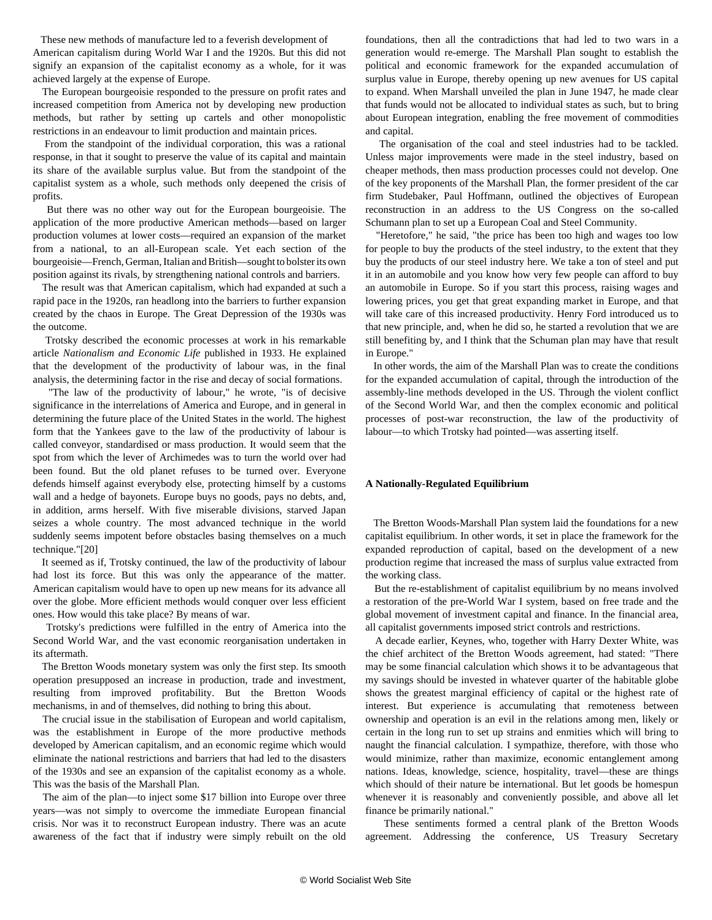These new methods of manufacture led to a feverish development of American capitalism during World War I and the 1920s. But this did not signify an expansion of the capitalist economy as a whole, for it was achieved largely at the expense of Europe.

The European bourgeoisie responded to the pressure on profit rates and increased competition from America not by developing new production methods, but rather by setting up cartels and other monopolistic restrictions in an endeavour to limit production and maintain prices.

From the standpoint of the individual corporation, this was a rational response, in that it sought to preserve the value of its capital and maintain its share of the available surplus value. But from the standpoint of the capitalist system as a whole, such methods only deepened the crisis of profits.

But there was no other way out for the European bourgeoisie. The application of the more productive American methods—based on larger production volumes at lower costs—required an expansion of the market from a national, to an all-European scale. Yet each section of the bourgeoisie—French, German, Italian and British—sought to bolster its own position against its rivals, by strengthening national controls and barriers.

The result was that American capitalism, which had expanded at such a rapid pace in the 1920s, ran headlong into the barriers to further expansion created by the chaos in Europe. The Great Depression of the 1930s was the outcome.

Trotsky described the economic processes at work in his remarkable article *Nationalism and Economic Life* published in 1933. He explained that the development of the productivity of labour was, in the final analysis, the determining factor in the rise and decay of social formations.

"The law of the productivity of labour," he wrote, "is of decisive significance in the interrelations of America and Europe, and in general in determining the future place of the United States in the world. The highest form that the Yankees gave to the law of the productivity of labour is called conveyor, standardised or mass production. It would seem that the spot from which the lever of Archimedes was to turn the world over had been found. But the old planet refuses to be turned over. Everyone defends himself against everybody else, protecting himself by a customs wall and a hedge of bayonets. Europe buys no goods, pays no debts, and, in addition, arms herself. With five miserable divisions, starved Japan seizes a whole country. The most advanced technique in the world suddenly seems impotent before obstacles basing themselves on a much technique."[20]

It seemed as if, Trotsky continued, the law of the productivity of labour had lost its force. But this was only the appearance of the matter. American capitalism would have to open up new means for its advance all over the globe. More efficient methods would conquer over less efficient ones. How would this take place? By means of war.

Trotsky's predictions were fulfilled in the entry of America into the Second World War, and the vast economic reorganisation undertaken in its aftermath.

The Bretton Woods monetary system was only the first step. Its smooth operation presupposed an increase in production, trade and investment, resulting from improved profitability. But the Bretton Woods mechanisms, in and of themselves, did nothing to bring this about.

The crucial issue in the stabilisation of European and world capitalism, was the establishment in Europe of the more productive methods developed by American capitalism, and an economic regime which would eliminate the national restrictions and barriers that had led to the disasters of the 1930s and see an expansion of the capitalist economy as a whole. This was the basis of the Marshall Plan.

The aim of the plan—to inject some $17 billion into Europe over three years—was not simply to overcome the immediate European financial crisis. Nor was it to reconstruct European industry. There was an acute awareness of the fact that if industry were simply rebuilt on the old foundations, then all the contradictions that had led to two wars in a generation would re-emerge. The Marshall Plan sought to establish the political and economic framework for the expanded accumulation of surplus value in Europe, thereby opening up new avenues for US capital to expand. When Marshall unveiled the plan in June 1947, he made clear that funds would not be allocated to individual states as such, but to bring about European integration, enabling the free movement of commodities and capital.

The organisation of the coal and steel industries had to be tackled. Unless major improvements were made in the steel industry, based on cheaper methods, then mass production processes could not develop. One of the key proponents of the Marshall Plan, the former president of the car firm Studebaker, Paul Hoffmann, outlined the objectives of European reconstruction in an address to the US Congress on the so-called Schumann plan to set up a European Coal and Steel Community.

"Heretofore," he said, "the price has been too high and wages too low for people to buy the products of the steel industry, to the extent that they buy the products of our steel industry here. We take a ton of steel and put it in an automobile and you know how very few people can afford to buy an automobile in Europe. So if you start this process, raising wages and lowering prices, you get that great expanding market in Europe, and that will take care of this increased productivity. Henry Ford introduced us to that new principle, and, when he did so, he started a revolution that we are still benefiting by, and I think that the Schuman plan may have that result in Europe."

In other words, the aim of the Marshall Plan was to create the conditions for the expanded accumulation of capital, through the introduction of the assembly-line methods developed in the US. Through the violent conflict of the Second World War, and then the complex economic and political processes of post-war reconstruction, the law of the productivity of labour—to which Trotsky had pointed—was asserting itself.

**A Nationally-Regulated Equilibrium**

The Bretton Woods-Marshall Plan system laid the foundations for a new capitalist equilibrium. In other words, it set in place the framework for the expanded reproduction of capital, based on the development of a new production regime that increased the mass of surplus value extracted from the working class.

But the re-establishment of capitalist equilibrium by no means involved a restoration of the pre-World War I system, based on free trade and the global movement of investment capital and finance. In the financial area, all capitalist governments imposed strict controls and restrictions.

A decade earlier, Keynes, who, together with Harry Dexter White, was the chief architect of the Bretton Woods agreement, had stated: "There may be some financial calculation which shows it to be advantageous that my savings should be invested in whatever quarter of the habitable globe shows the greatest marginal efficiency of capital or the highest rate of interest. But experience is accumulating that remoteness between ownership and operation is an evil in the relations among men, likely or certain in the long run to set up strains and enmities which will bring to naught the financial calculation. I sympathize, therefore, with those who would minimize, rather than maximize, economic entanglement among nations. Ideas, knowledge, science, hospitality, travel—these are things which should of their nature be international. But let goods be homespun whenever it is reasonably and conveniently possible, and above all let finance be primarily national."

These sentiments formed a central plank of the Bretton Woods agreement. Addressing the conference, US Treasury Secretary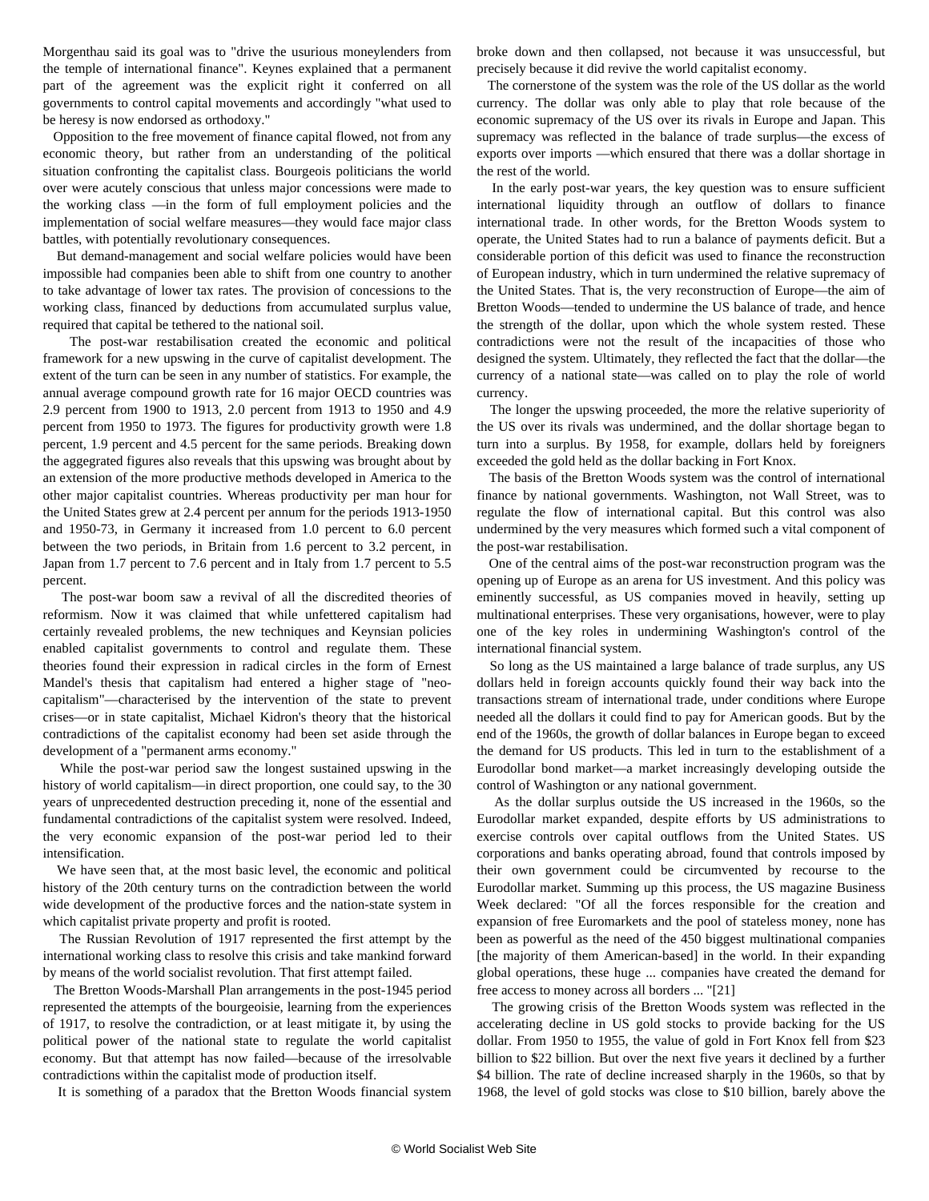Morgenthau said its goal was to "drive the usurious moneylenders from the temple of international finance". Keynes explained that a permanent part of the agreement was the explicit right it conferred on all governments to control capital movements and accordingly "what used to be heresy is now endorsed as orthodoxy."

Opposition to the free movement of finance capital flowed, not from any economic theory, but rather from an understanding of the political situation confronting the capitalist class. Bourgeois politicians the world over were acutely conscious that unless major concessions were made to the working class —in the form of full employment policies and the implementation of social welfare measures—they would face major class battles, with potentially revolutionary consequences.

But demand-management and social welfare policies would have been impossible had companies been able to shift from one country to another to take advantage of lower tax rates. The provision of concessions to the working class, financed by deductions from accumulated surplus value, required that capital be tethered to the national soil.

The post-war restabilisation created the economic and political framework for a new upswing in the curve of capitalist development. The extent of the turn can be seen in any number of statistics. For example, the annual average compound growth rate for 16 major OECD countries was 2.9 percent from 1900 to 1913, 2.0 percent from 1913 to 1950 and 4.9 percent from 1950 to 1973. The figures for productivity growth were 1.8 percent, 1.9 percent and 4.5 percent for the same periods. Breaking down the aggregated figures also reveals that this upswing was brought about by an extension of the more productive methods developed in America to the other major capitalist countries. Whereas productivity per man hour for the United States grew at 2.4 percent per annum for the periods 1913-1950 and 1950-73, in Germany it increased from 1.0 percent to 6.0 percent between the two periods, in Britain from 1.6 percent to 3.2 percent, in Japan from 1.7 percent to 7.6 percent and in Italy from 1.7 percent to 5.5 percent.

The post-war boom saw a revival of all the discredited theories of reformism. Now it was claimed that while unfettered capitalism had certainly revealed problems, the new techniques and Keynsian policies enabled capitalist governments to control and regulate them. These theories found their expression in radical circles in the form of Ernest Mandel's thesis that capitalism had entered a higher stage of "neo-capitalism"—characterised by the intervention of the state to prevent crises—or in state capitalist, Michael Kidron's theory that the historical contradictions of the capitalist economy had been set aside through the development of a "permanent arms economy."

While the post-war period saw the longest sustained upswing in the history of world capitalism—in direct proportion, one could say, to the 30 years of unprecedented destruction preceding it, none of the essential and fundamental contradictions of the capitalist system were resolved. Indeed, the very economic expansion of the post-war period led to their intensification.

We have seen that, at the most basic level, the economic and political history of the 20th century turns on the contradiction between the world wide development of the productive forces and the nation-state system in which capitalist private property and profit is rooted.

The Russian Revolution of 1917 represented the first attempt by the international working class to resolve this crisis and take mankind forward by means of the world socialist revolution. That first attempt failed.

The Bretton Woods-Marshall Plan arrangements in the post-1945 period represented the attempts of the bourgeoisie, learning from the experiences of 1917, to resolve the contradiction, or at least mitigate it, by using the political power of the national state to regulate the world capitalist economy. But that attempt has now failed—because of the irresolvable contradictions within the capitalist mode of production itself.

It is something of a paradox that the Bretton Woods financial system broke down and then collapsed, not because it was unsuccessful, but precisely because it did revive the world capitalist economy.

The cornerstone of the system was the role of the US dollar as the world currency. The dollar was only able to play that role because of the economic supremacy of the US over its rivals in Europe and Japan. This supremacy was reflected in the balance of trade surplus—the excess of exports over imports —which ensured that there was a dollar shortage in the rest of the world.

In the early post-war years, the key question was to ensure sufficient international liquidity through an outflow of dollars to finance international trade. In other words, for the Bretton Woods system to operate, the United States had to run a balance of payments deficit. But a considerable portion of this deficit was used to finance the reconstruction of European industry, which in turn undermined the relative supremacy of the United States. That is, the very reconstruction of Europe—the aim of Bretton Woods—tended to undermine the US balance of trade, and hence the strength of the dollar, upon which the whole system rested. These contradictions were not the result of the incapacities of those who designed the system. Ultimately, they reflected the fact that the dollar—the currency of a national state—was called on to play the role of world currency.

The longer the upswing proceeded, the more the relative superiority of the US over its rivals was undermined, and the dollar shortage began to turn into a surplus. By 1958, for example, dollars held by foreigners exceeded the gold held as the dollar backing in Fort Knox.

The basis of the Bretton Woods system was the control of international finance by national governments. Washington, not Wall Street, was to regulate the flow of international capital. But this control was also undermined by the very measures which formed such a vital component of the post-war restabilisation.

One of the central aims of the post-war reconstruction program was the opening up of Europe as an arena for US investment. And this policy was eminently successful, as US companies moved in heavily, setting up multinational enterprises. These very organisations, however, were to play one of the key roles in undermining Washington's control of the international financial system.

So long as the US maintained a large balance of trade surplus, any US dollars held in foreign accounts quickly found their way back into the transactions stream of international trade, under conditions where Europe needed all the dollars it could find to pay for American goods. But by the end of the 1960s, the growth of dollar balances in Europe began to exceed the demand for US products. This led in turn to the establishment of a Eurodollar bond market—a market increasingly developing outside the control of Washington or any national government.

As the dollar surplus outside the US increased in the 1960s, so the Eurodollar market expanded, despite efforts by US administrations to exercise controls over capital outflows from the United States. US corporations and banks operating abroad, found that controls imposed by their own government could be circumvented by recourse to the Eurodollar market. Summing up this process, the US magazine Business Week declared: "Of all the forces responsible for the creation and expansion of free Euromarkets and the pool of stateless money, none has been as powerful as the need of the 450 biggest multinational companies [the majority of them American-based] in the world. In their expanding global operations, these huge ... companies have created the demand for free access to money across all borders ... "[21]

The growing crisis of the Bretton Woods system was reflected in the accelerating decline in US gold stocks to provide backing for the US dollar. From 1950 to 1955, the value of gold in Fort Knox fell from $23 billion to $22 billion. But over the next five years it declined by a further $4 billion. The rate of decline increased sharply in the 1960s, so that by 1968, the level of gold stocks was close to $10 billion, barely above the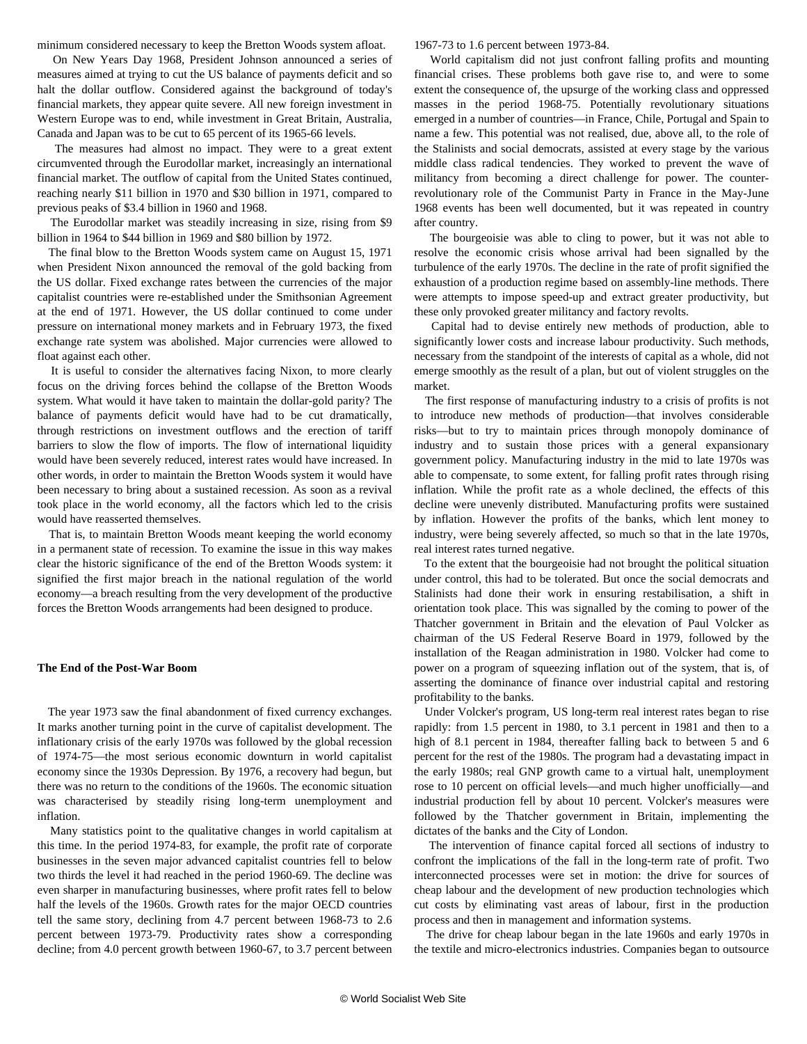minimum considered necessary to keep the Bretton Woods system afloat.

On New Years Day 1968, President Johnson announced a series of measures aimed at trying to cut the US balance of payments deficit and so halt the dollar outflow. Considered against the background of today's financial markets, they appear quite severe. All new foreign investment in Western Europe was to end, while investment in Great Britain, Australia, Canada and Japan was to be cut to 65 percent of its 1965-66 levels.

The measures had almost no impact. They were to a great extent circumvented through the Eurodollar market, increasingly an international financial market. The outflow of capital from the United States continued, reaching nearly $11 billion in 1970 and $30 billion in 1971, compared to previous peaks of $3.4 billion in 1960 and 1968.

The Eurodollar market was steadily increasing in size, rising from $9 billion in 1964 to $44 billion in 1969 and $80 billion by 1972.

The final blow to the Bretton Woods system came on August 15, 1971 when President Nixon announced the removal of the gold backing from the US dollar. Fixed exchange rates between the currencies of the major capitalist countries were re-established under the Smithsonian Agreement at the end of 1971. However, the US dollar continued to come under pressure on international money markets and in February 1973, the fixed exchange rate system was abolished. Major currencies were allowed to float against each other.

It is useful to consider the alternatives facing Nixon, to more clearly focus on the driving forces behind the collapse of the Bretton Woods system. What would it have taken to maintain the dollar-gold parity? The balance of payments deficit would have had to be cut dramatically, through restrictions on investment outflows and the erection of tariff barriers to slow the flow of imports. The flow of international liquidity would have been severely reduced, interest rates would have increased. In other words, in order to maintain the Bretton Woods system it would have been necessary to bring about a sustained recession. As soon as a revival took place in the world economy, all the factors which led to the crisis would have reasserted themselves.

That is, to maintain Bretton Woods meant keeping the world economy in a permanent state of recession. To examine the issue in this way makes clear the historic significance of the end of the Bretton Woods system: it signified the first major breach in the national regulation of the world economy—a breach resulting from the very development of the productive forces the Bretton Woods arrangements had been designed to produce.

## The End of the Post-War Boom

The year 1973 saw the final abandonment of fixed currency exchanges. It marks another turning point in the curve of capitalist development. The inflationary crisis of the early 1970s was followed by the global recession of 1974-75—the most serious economic downturn in world capitalist economy since the 1930s Depression. By 1976, a recovery had begun, but there was no return to the conditions of the 1960s. The economic situation was characterised by steadily rising long-term unemployment and inflation.

Many statistics point to the qualitative changes in world capitalism at this time. In the period 1974-83, for example, the profit rate of corporate businesses in the seven major advanced capitalist countries fell to below two thirds the level it had reached in the period 1960-69. The decline was even sharper in manufacturing businesses, where profit rates fell to below half the levels of the 1960s. Growth rates for the major OECD countries tell the same story, declining from 4.7 percent between 1968-73 to 2.6 percent between 1973-79. Productivity rates show a corresponding decline; from 4.0 percent growth between 1960-67, to 3.7 percent between 1967-73 to 1.6 percent between 1973-84.

World capitalism did not just confront falling profits and mounting financial crises. These problems both gave rise to, and were to some extent the consequence of, the upsurge of the working class and oppressed masses in the period 1968-75. Potentially revolutionary situations emerged in a number of countries—in France, Chile, Portugal and Spain to name a few. This potential was not realised, due, above all, to the role of the Stalinists and social democrats, assisted at every stage by the various middle class radical tendencies. They worked to prevent the wave of militancy from becoming a direct challenge for power. The counter-revolutionary role of the Communist Party in France in the May-June 1968 events has been well documented, but it was repeated in country after country.

The bourgeoisie was able to cling to power, but it was not able to resolve the economic crisis whose arrival had been signalled by the turbulence of the early 1970s. The decline in the rate of profit signified the exhaustion of a production regime based on assembly-line methods. There were attempts to impose speed-up and extract greater productivity, but these only provoked greater militancy and factory revolts.

Capital had to devise entirely new methods of production, able to significantly lower costs and increase labour productivity. Such methods, necessary from the standpoint of the interests of capital as a whole, did not emerge smoothly as the result of a plan, but out of violent struggles on the market.

The first response of manufacturing industry to a crisis of profits is not to introduce new methods of production—that involves considerable risks—but to try to maintain prices through monopoly dominance of industry and to sustain those prices with a general expansionary government policy. Manufacturing industry in the mid to late 1970s was able to compensate, to some extent, for falling profit rates through rising inflation. While the profit rate as a whole declined, the effects of this decline were unevenly distributed. Manufacturing profits were sustained by inflation. However the profits of the banks, which lent money to industry, were being severely affected, so much so that in the late 1970s, real interest rates turned negative.

To the extent that the bourgeoisie had not brought the political situation under control, this had to be tolerated. But once the social democrats and Stalinists had done their work in ensuring restabilisation, a shift in orientation took place. This was signalled by the coming to power of the Thatcher government in Britain and the elevation of Paul Volcker as chairman of the US Federal Reserve Board in 1979, followed by the installation of the Reagan administration in 1980. Volcker had come to power on a program of squeezing inflation out of the system, that is, of asserting the dominance of finance over industrial capital and restoring profitability to the banks.

Under Volcker's program, US long-term real interest rates began to rise rapidly: from 1.5 percent in 1980, to 3.1 percent in 1981 and then to a high of 8.1 percent in 1984, thereafter falling back to between 5 and 6 percent for the rest of the 1980s. The program had a devastating impact in the early 1980s; real GNP growth came to a virtual halt, unemployment rose to 10 percent on official levels—and much higher unofficially—and industrial production fell by about 10 percent. Volcker's measures were followed by the Thatcher government in Britain, implementing the dictates of the banks and the City of London.

The intervention of finance capital forced all sections of industry to confront the implications of the fall in the long-term rate of profit. Two interconnected processes were set in motion: the drive for sources of cheap labour and the development of new production technologies which cut costs by eliminating vast areas of labour, first in the production process and then in management and information systems.

The drive for cheap labour began in the late 1960s and early 1970s in the textile and micro-electronics industries. Companies began to outsource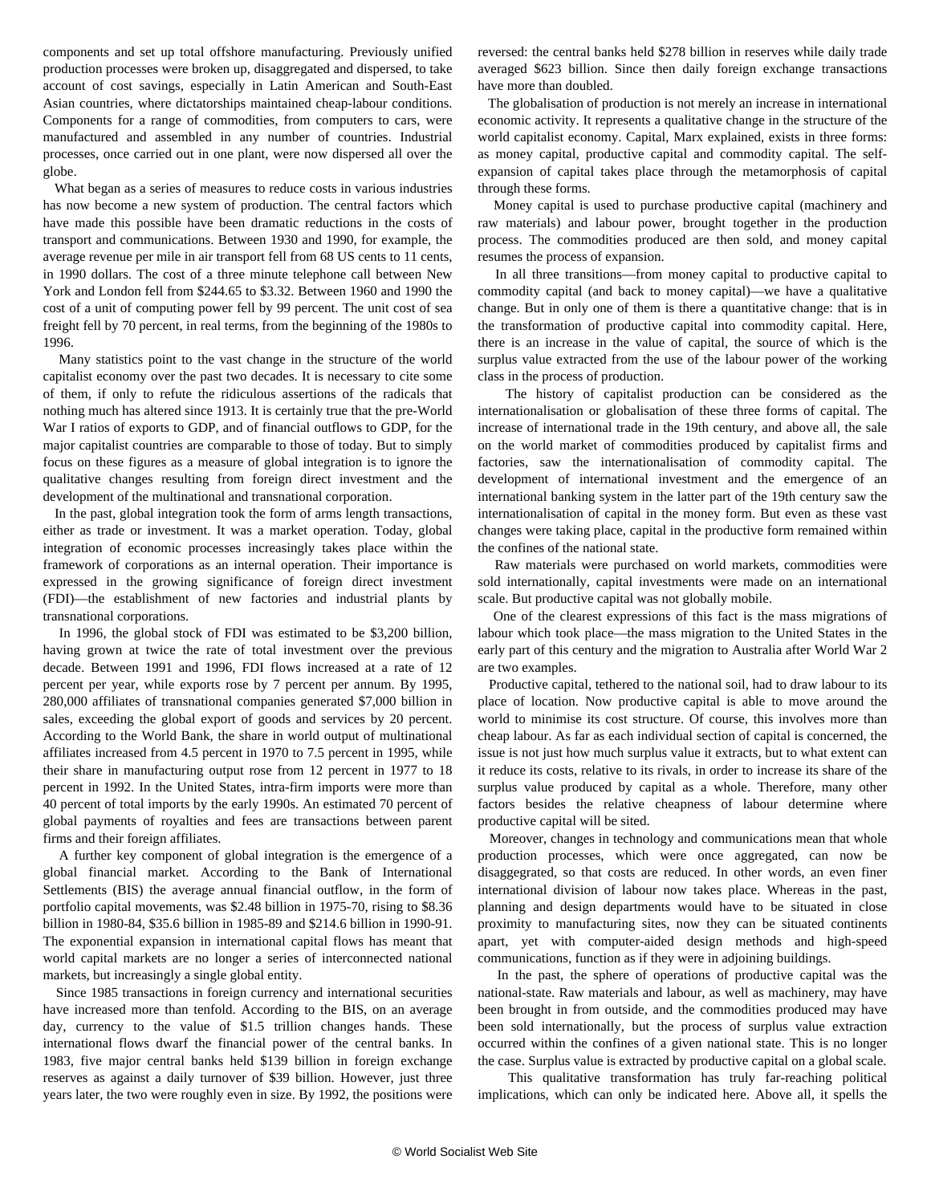components and set up total offshore manufacturing. Previously unified production processes were broken up, disaggregated and dispersed, to take account of cost savings, especially in Latin American and South-East Asian countries, where dictatorships maintained cheap-labour conditions. Components for a range of commodities, from computers to cars, were manufactured and assembled in any number of countries. Industrial processes, once carried out in one plant, were now dispersed all over the globe.

What began as a series of measures to reduce costs in various industries has now become a new system of production. The central factors which have made this possible have been dramatic reductions in the costs of transport and communications. Between 1930 and 1990, for example, the average revenue per mile in air transport fell from 68 US cents to 11 cents, in 1990 dollars. The cost of a three minute telephone call between New York and London fell from $244.65 to $3.32. Between 1960 and 1990 the cost of a unit of computing power fell by 99 percent. The unit cost of sea freight fell by 70 percent, in real terms, from the beginning of the 1980s to 1996.

Many statistics point to the vast change in the structure of the world capitalist economy over the past two decades. It is necessary to cite some of them, if only to refute the ridiculous assertions of the radicals that nothing much has altered since 1913. It is certainly true that the pre-World War I ratios of exports to GDP, and of financial outflows to GDP, for the major capitalist countries are comparable to those of today. But to simply focus on these figures as a measure of global integration is to ignore the qualitative changes resulting from foreign direct investment and the development of the multinational and transnational corporation.

In the past, global integration took the form of arms length transactions, either as trade or investment. It was a market operation. Today, global integration of economic processes increasingly takes place within the framework of corporations as an internal operation. Their importance is expressed in the growing significance of foreign direct investment (FDI)—the establishment of new factories and industrial plants by transnational corporations.

In 1996, the global stock of FDI was estimated to be $3,200 billion, having grown at twice the rate of total investment over the previous decade. Between 1991 and 1996, FDI flows increased at a rate of 12 percent per year, while exports rose by 7 percent per annum. By 1995, 280,000 affiliates of transnational companies generated $7,000 billion in sales, exceeding the global export of goods and services by 20 percent. According to the World Bank, the share in world output of multinational affiliates increased from 4.5 percent in 1970 to 7.5 percent in 1995, while their share in manufacturing output rose from 12 percent in 1977 to 18 percent in 1992. In the United States, intra-firm imports were more than 40 percent of total imports by the early 1990s. An estimated 70 percent of global payments of royalties and fees are transactions between parent firms and their foreign affiliates.

A further key component of global integration is the emergence of a global financial market. According to the Bank of International Settlements (BIS) the average annual financial outflow, in the form of portfolio capital movements, was $2.48 billion in 1975-70, rising to $8.36 billion in 1980-84, $35.6 billion in 1985-89 and $214.6 billion in 1990-91. The exponential expansion in international capital flows has meant that world capital markets are no longer a series of interconnected national markets, but increasingly a single global entity.

Since 1985 transactions in foreign currency and international securities have increased more than tenfold. According to the BIS, on an average day, currency to the value of $1.5 trillion changes hands. These international flows dwarf the financial power of the central banks. In 1983, five major central banks held $139 billion in foreign exchange reserves as against a daily turnover of $39 billion. However, just three years later, the two were roughly even in size. By 1992, the positions were reversed: the central banks held $278 billion in reserves while daily trade averaged $623 billion. Since then daily foreign exchange transactions have more than doubled.

The globalisation of production is not merely an increase in international economic activity. It represents a qualitative change in the structure of the world capitalist economy. Capital, Marx explained, exists in three forms: as money capital, productive capital and commodity capital. The self-expansion of capital takes place through the metamorphosis of capital through these forms.

Money capital is used to purchase productive capital (machinery and raw materials) and labour power, brought together in the production process. The commodities produced are then sold, and money capital resumes the process of expansion.

In all three transitions—from money capital to productive capital to commodity capital (and back to money capital)—we have a qualitative change. But in only one of them is there a quantitative change: that is in the transformation of productive capital into commodity capital. Here, there is an increase in the value of capital, the source of which is the surplus value extracted from the use of the labour power of the working class in the process of production.

The history of capitalist production can be considered as the internationalisation or globalisation of these three forms of capital. The increase of international trade in the 19th century, and above all, the sale on the world market of commodities produced by capitalist firms and factories, saw the internationalisation of commodity capital. The development of international investment and the emergence of an international banking system in the latter part of the 19th century saw the internationalisation of capital in the money form. But even as these vast changes were taking place, capital in the productive form remained within the confines of the national state.

Raw materials were purchased on world markets, commodities were sold internationally, capital investments were made on an international scale. But productive capital was not globally mobile.

One of the clearest expressions of this fact is the mass migrations of labour which took place—the mass migration to the United States in the early part of this century and the migration to Australia after World War 2 are two examples.

Productive capital, tethered to the national soil, had to draw labour to its place of location. Now productive capital is able to move around the world to minimise its cost structure. Of course, this involves more than cheap labour. As far as each individual section of capital is concerned, the issue is not just how much surplus value it extracts, but to what extent can it reduce its costs, relative to its rivals, in order to increase its share of the surplus value produced by capital as a whole. Therefore, many other factors besides the relative cheapness of labour determine where productive capital will be sited.

Moreover, changes in technology and communications mean that whole production processes, which were once aggregated, can now be disaggregated, so that costs are reduced. In other words, an even finer international division of labour now takes place. Whereas in the past, planning and design departments would have to be situated in close proximity to manufacturing sites, now they can be situated continents apart, yet with computer-aided design methods and high-speed communications, function as if they were in adjoining buildings.

In the past, the sphere of operations of productive capital was the national-state. Raw materials and labour, as well as machinery, may have been brought in from outside, and the commodities produced may have been sold internationally, but the process of surplus value extraction occurred within the confines of a given national state. This is no longer the case. Surplus value is extracted by productive capital on a global scale.

This qualitative transformation has truly far-reaching political implications, which can only be indicated here. Above all, it spells the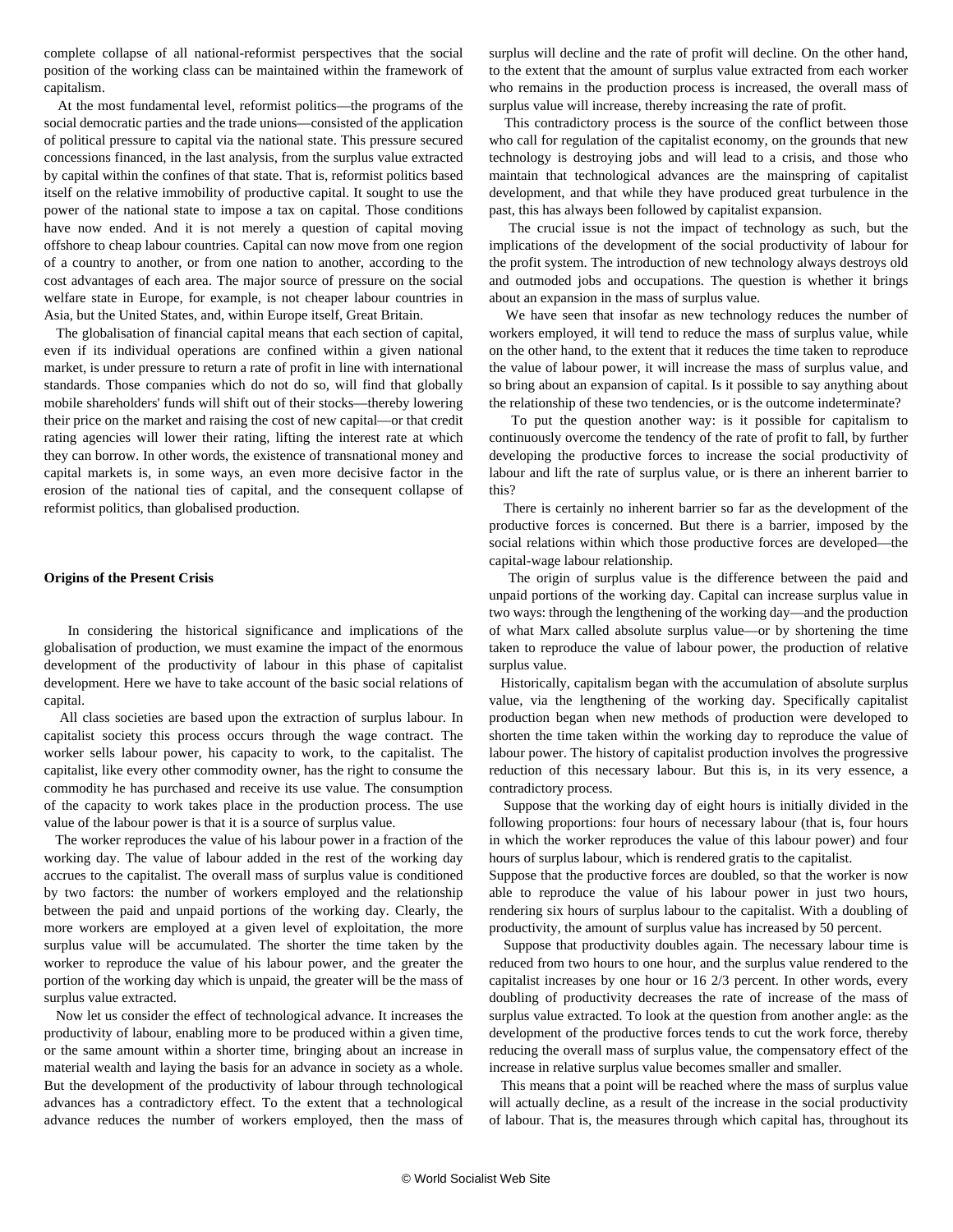complete collapse of all national-reformist perspectives that the social position of the working class can be maintained within the framework of capitalism.

At the most fundamental level, reformist politics—the programs of the social democratic parties and the trade unions—consisted of the application of political pressure to capital via the national state. This pressure secured concessions financed, in the last analysis, from the surplus value extracted by capital within the confines of that state. That is, reformist politics based itself on the relative immobility of productive capital. It sought to use the power of the national state to impose a tax on capital. Those conditions have now ended. And it is not merely a question of capital moving offshore to cheap labour countries. Capital can now move from one region of a country to another, or from one nation to another, according to the cost advantages of each area. The major source of pressure on the social welfare state in Europe, for example, is not cheaper labour countries in Asia, but the United States, and, within Europe itself, Great Britain.

The globalisation of financial capital means that each section of capital, even if its individual operations are confined within a given national market, is under pressure to return a rate of profit in line with international standards. Those companies which do not do so, will find that globally mobile shareholders' funds will shift out of their stocks—thereby lowering their price on the market and raising the cost of new capital—or that credit rating agencies will lower their rating, lifting the interest rate at which they can borrow. In other words, the existence of transnational money and capital markets is, in some ways, an even more decisive factor in the erosion of the national ties of capital, and the consequent collapse of reformist politics, than globalised production.

**Origins of the Present Crisis**

In considering the historical significance and implications of the globalisation of production, we must examine the impact of the enormous development of the productivity of labour in this phase of capitalist development. Here we have to take account of the basic social relations of capital.

All class societies are based upon the extraction of surplus labour. In capitalist society this process occurs through the wage contract. The worker sells labour power, his capacity to work, to the capitalist. The capitalist, like every other commodity owner, has the right to consume the commodity he has purchased and receive its use value. The consumption of the capacity to work takes place in the production process. The use value of the labour power is that it is a source of surplus value.

The worker reproduces the value of his labour power in a fraction of the working day. The value of labour added in the rest of the working day accrues to the capitalist. The overall mass of surplus value is conditioned by two factors: the number of workers employed and the relationship between the paid and unpaid portions of the working day. Clearly, the more workers are employed at a given level of exploitation, the more surplus value will be accumulated. The shorter the time taken by the worker to reproduce the value of his labour power, and the greater the portion of the working day which is unpaid, the greater will be the mass of surplus value extracted.

Now let us consider the effect of technological advance. It increases the productivity of labour, enabling more to be produced within a given time, or the same amount within a shorter time, bringing about an increase in material wealth and laying the basis for an advance in society as a whole. But the development of the productivity of labour through technological advances has a contradictory effect. To the extent that a technological advance reduces the number of workers employed, then the mass of surplus will decline and the rate of profit will decline. On the other hand, to the extent that the amount of surplus value extracted from each worker who remains in the production process is increased, the overall mass of surplus value will increase, thereby increasing the rate of profit.

This contradictory process is the source of the conflict between those who call for regulation of the capitalist economy, on the grounds that new technology is destroying jobs and will lead to a crisis, and those who maintain that technological advances are the mainspring of capitalist development, and that while they have produced great turbulence in the past, this has always been followed by capitalist expansion.

The crucial issue is not the impact of technology as such, but the implications of the development of the social productivity of labour for the profit system. The introduction of new technology always destroys old and outmoded jobs and occupations. The question is whether it brings about an expansion in the mass of surplus value.

We have seen that insofar as new technology reduces the number of workers employed, it will tend to reduce the mass of surplus value, while on the other hand, to the extent that it reduces the time taken to reproduce the value of labour power, it will increase the mass of surplus value, and so bring about an expansion of capital. Is it possible to say anything about the relationship of these two tendencies, or is the outcome indeterminate?

To put the question another way: is it possible for capitalism to continuously overcome the tendency of the rate of profit to fall, by further developing the productive forces to increase the social productivity of labour and lift the rate of surplus value, or is there an inherent barrier to this?

There is certainly no inherent barrier so far as the development of the productive forces is concerned. But there is a barrier, imposed by the social relations within which those productive forces are developed—the capital-wage labour relationship.

The origin of surplus value is the difference between the paid and unpaid portions of the working day. Capital can increase surplus value in two ways: through the lengthening of the working day—and the production of what Marx called absolute surplus value—or by shortening the time taken to reproduce the value of labour power, the production of relative surplus value.

Historically, capitalism began with the accumulation of absolute surplus value, via the lengthening of the working day. Specifically capitalist production began when new methods of production were developed to shorten the time taken within the working day to reproduce the value of labour power. The history of capitalist production involves the progressive reduction of this necessary labour. But this is, in its very essence, a contradictory process.

Suppose that the working day of eight hours is initially divided in the following proportions: four hours of necessary labour (that is, four hours in which the worker reproduces the value of this labour power) and four hours of surplus labour, which is rendered gratis to the capitalist.

Suppose that the productive forces are doubled, so that the worker is now able to reproduce the value of his labour power in just two hours, rendering six hours of surplus labour to the capitalist. With a doubling of productivity, the amount of surplus value has increased by 50 percent.

Suppose that productivity doubles again. The necessary labour time is reduced from two hours to one hour, and the surplus value rendered to the capitalist increases by one hour or 16 2/3 percent. In other words, every doubling of productivity decreases the rate of increase of the mass of surplus value extracted. To look at the question from another angle: as the development of the productive forces tends to cut the work force, thereby reducing the overall mass of surplus value, the compensatory effect of the increase in relative surplus value becomes smaller and smaller.

This means that a point will be reached where the mass of surplus value will actually decline, as a result of the increase in the social productivity of labour. That is, the measures through which capital has, throughout its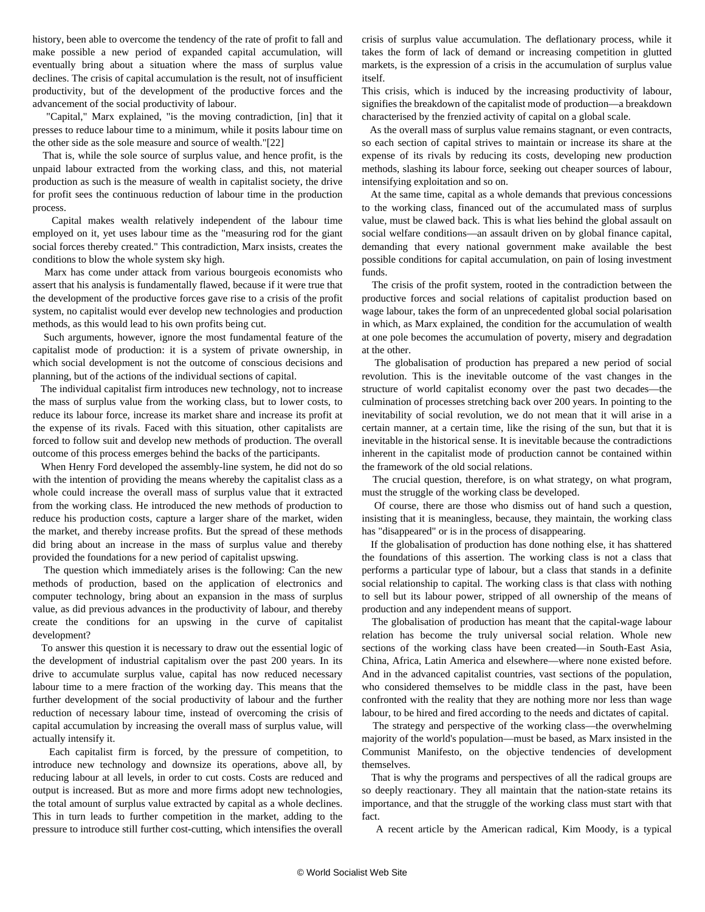history, been able to overcome the tendency of the rate of profit to fall and make possible a new period of expanded capital accumulation, will eventually bring about a situation where the mass of surplus value declines. The crisis of capital accumulation is the result, not of insufficient productivity, but of the development of the productive forces and the advancement of the social productivity of labour.

"Capital," Marx explained, "is the moving contradiction, [in] that it presses to reduce labour time to a minimum, while it posits labour time on the other side as the sole measure and source of wealth."[22]

That is, while the sole source of surplus value, and hence profit, is the unpaid labour extracted from the working class, and this, not material production as such is the measure of wealth in capitalist society, the drive for profit sees the continuous reduction of labour time in the production process.

Capital makes wealth relatively independent of the labour time employed on it, yet uses labour time as the "measuring rod for the giant social forces thereby created." This contradiction, Marx insists, creates the conditions to blow the whole system sky high.

Marx has come under attack from various bourgeois economists who assert that his analysis is fundamentally flawed, because if it were true that the development of the productive forces gave rise to a crisis of the profit system, no capitalist would ever develop new technologies and production methods, as this would lead to his own profits being cut.

Such arguments, however, ignore the most fundamental feature of the capitalist mode of production: it is a system of private ownership, in which social development is not the outcome of conscious decisions and planning, but of the actions of the individual sections of capital.

The individual capitalist firm introduces new technology, not to increase the mass of surplus value from the working class, but to lower costs, to reduce its labour force, increase its market share and increase its profit at the expense of its rivals. Faced with this situation, other capitalists are forced to follow suit and develop new methods of production. The overall outcome of this process emerges behind the backs of the participants.

When Henry Ford developed the assembly-line system, he did not do so with the intention of providing the means whereby the capitalist class as a whole could increase the overall mass of surplus value that it extracted from the working class. He introduced the new methods of production to reduce his production costs, capture a larger share of the market, widen the market, and thereby increase profits. But the spread of these methods did bring about an increase in the mass of surplus value and thereby provided the foundations for a new period of capitalist upswing.

The question which immediately arises is the following: Can the new methods of production, based on the application of electronics and computer technology, bring about an expansion in the mass of surplus value, as did previous advances in the productivity of labour, and thereby create the conditions for an upswing in the curve of capitalist development?

To answer this question it is necessary to draw out the essential logic of the development of industrial capitalism over the past 200 years. In its drive to accumulate surplus value, capital has now reduced necessary labour time to a mere fraction of the working day. This means that the further development of the social productivity of labour and the further reduction of necessary labour time, instead of overcoming the crisis of capital accumulation by increasing the overall mass of surplus value, will actually intensify it.

Each capitalist firm is forced, by the pressure of competition, to introduce new technology and downsize its operations, above all, by reducing labour at all levels, in order to cut costs. Costs are reduced and output is increased. But as more and more firms adopt new technologies, the total amount of surplus value extracted by capital as a whole declines. This in turn leads to further competition in the market, adding to the pressure to introduce still further cost-cutting, which intensifies the overall crisis of surplus value accumulation. The deflationary process, while it takes the form of lack of demand or increasing competition in glutted markets, is the expression of a crisis in the accumulation of surplus value itself.

This crisis, which is induced by the increasing productivity of labour, signifies the breakdown of the capitalist mode of production—a breakdown characterised by the frenzied activity of capital on a global scale.

As the overall mass of surplus value remains stagnant, or even contracts, so each section of capital strives to maintain or increase its share at the expense of its rivals by reducing its costs, developing new production methods, slashing its labour force, seeking out cheaper sources of labour, intensifying exploitation and so on.

At the same time, capital as a whole demands that previous concessions to the working class, financed out of the accumulated mass of surplus value, must be clawed back. This is what lies behind the global assault on social welfare conditions—an assault driven on by global finance capital, demanding that every national government make available the best possible conditions for capital accumulation, on pain of losing investment funds.

The crisis of the profit system, rooted in the contradiction between the productive forces and social relations of capitalist production based on wage labour, takes the form of an unprecedented global social polarisation in which, as Marx explained, the condition for the accumulation of wealth at one pole becomes the accumulation of poverty, misery and degradation at the other.

The globalisation of production has prepared a new period of social revolution. This is the inevitable outcome of the vast changes in the structure of world capitalist economy over the past two decades—the culmination of processes stretching back over 200 years. In pointing to the inevitability of social revolution, we do not mean that it will arise in a certain manner, at a certain time, like the rising of the sun, but that it is inevitable in the historical sense. It is inevitable because the contradictions inherent in the capitalist mode of production cannot be contained within the framework of the old social relations.

The crucial question, therefore, is on what strategy, on what program, must the struggle of the working class be developed.

Of course, there are those who dismiss out of hand such a question, insisting that it is meaningless, because, they maintain, the working class has "disappeared" or is in the process of disappearing.

If the globalisation of production has done nothing else, it has shattered the foundations of this assertion. The working class is not a class that performs a particular type of labour, but a class that stands in a definite social relationship to capital. The working class is that class with nothing to sell but its labour power, stripped of all ownership of the means of production and any independent means of support.

The globalisation of production has meant that the capital-wage labour relation has become the truly universal social relation. Whole new sections of the working class have been created—in South-East Asia, China, Africa, Latin America and elsewhere—where none existed before. And in the advanced capitalist countries, vast sections of the population, who considered themselves to be middle class in the past, have been confronted with the reality that they are nothing more nor less than wage labour, to be hired and fired according to the needs and dictates of capital.

The strategy and perspective of the working class—the overwhelming majority of the world's population—must be based, as Marx insisted in the Communist Manifesto, on the objective tendencies of development themselves.

That is why the programs and perspectives of all the radical groups are so deeply reactionary. They all maintain that the nation-state retains its importance, and that the struggle of the working class must start with that fact.

A recent article by the American radical, Kim Moody, is a typical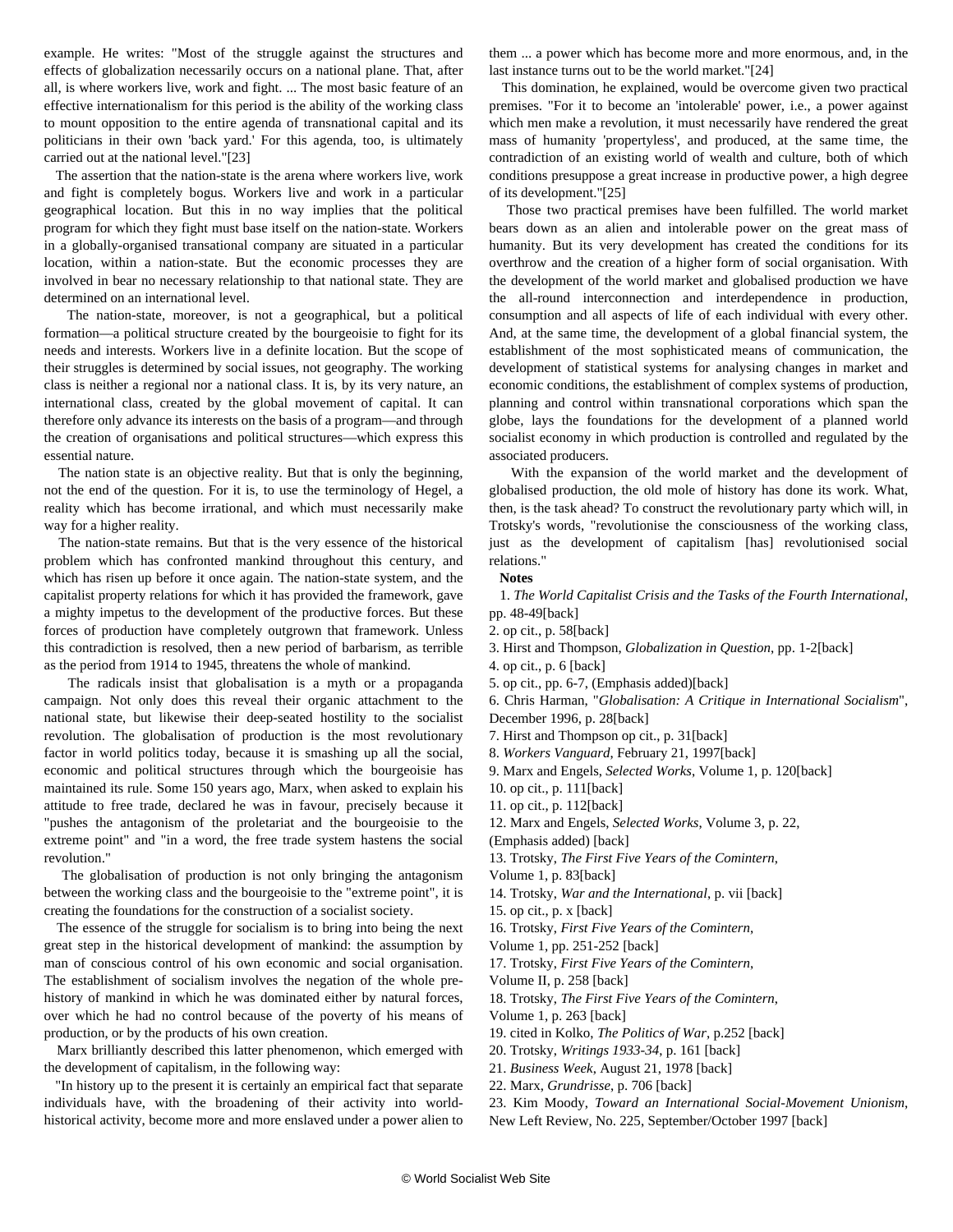example. He writes: "Most of the struggle against the structures and effects of globalization necessarily occurs on a national plane. That, after all, is where workers live, work and fight. ... The most basic feature of an effective internationalism for this period is the ability of the working class to mount opposition to the entire agenda of transnational capital and its politicians in their own 'back yard.' For this agenda, too, is ultimately carried out at the national level."[23]

The assertion that the nation-state is the arena where workers live, work and fight is completely bogus. Workers live and work in a particular geographical location. But this in no way implies that the political program for which they fight must base itself on the nation-state. Workers in a globally-organised transational company are situated in a particular location, within a nation-state. But the economic processes they are involved in bear no necessary relationship to that national state. They are determined on an international level.

The nation-state, moreover, is not a geographical, but a political formation—a political structure created by the bourgeoisie to fight for its needs and interests. Workers live in a definite location. But the scope of their struggles is determined by social issues, not geography. The working class is neither a regional nor a national class. It is, by its very nature, an international class, created by the global movement of capital. It can therefore only advance its interests on the basis of a program—and through the creation of organisations and political structures—which express this essential nature.

The nation state is an objective reality. But that is only the beginning, not the end of the question. For it is, to use the terminology of Hegel, a reality which has become irrational, and which must necessarily make way for a higher reality.

The nation-state remains. But that is the very essence of the historical problem which has confronted mankind throughout this century, and which has risen up before it once again. The nation-state system, and the capitalist property relations for which it has provided the framework, gave a mighty impetus to the development of the productive forces. But these forces of production have completely outgrown that framework. Unless this contradiction is resolved, then a new period of barbarism, as terrible as the period from 1914 to 1945, threatens the whole of mankind.

The radicals insist that globalisation is a myth or a propaganda campaign. Not only does this reveal their organic attachment to the national state, but likewise their deep-seated hostility to the socialist revolution. The globalisation of production is the most revolutionary factor in world politics today, because it is smashing up all the social, economic and political structures through which the bourgeoisie has maintained its rule. Some 150 years ago, Marx, when asked to explain his attitude to free trade, declared he was in favour, precisely because it "pushes the antagonism of the proletariat and the bourgeoisie to the extreme point" and "in a word, the free trade system hastens the social revolution."

The globalisation of production is not only bringing the antagonism between the working class and the bourgeoisie to the "extreme point", it is creating the foundations for the construction of a socialist society.

The essence of the struggle for socialism is to bring into being the next great step in the historical development of mankind: the assumption by man of conscious control of his own economic and social organisation. The establishment of socialism involves the negation of the whole pre-history of mankind in which he was dominated either by natural forces, over which he had no control because of the poverty of his means of production, or by the products of his own creation.

Marx brilliantly described this latter phenomenon, which emerged with the development of capitalism, in the following way:

"In history up to the present it is certainly an empirical fact that separate individuals have, with the broadening of their activity into world-historical activity, become more and more enslaved under a power alien to them ... a power which has become more and more enormous, and, in the last instance turns out to be the world market."[24]

This domination, he explained, would be overcome given two practical premises. "For it to become an 'intolerable' power, i.e., a power against which men make a revolution, it must necessarily have rendered the great mass of humanity 'propertyless', and produced, at the same time, the contradiction of an existing world of wealth and culture, both of which conditions presuppose a great increase in productive power, a high degree of its development."[25]

Those two practical premises have been fulfilled. The world market bears down as an alien and intolerable power on the great mass of humanity. But its very development has created the conditions for its overthrow and the creation of a higher form of social organisation. With the development of the world market and globalised production we have the all-round interconnection and interdependence in production, consumption and all aspects of life of each individual with every other. And, at the same time, the development of a global financial system, the establishment of the most sophisticated means of communication, the development of statistical systems for analysing changes in market and economic conditions, the establishment of complex systems of production, planning and control within transnational corporations which span the globe, lays the foundations for the development of a planned world socialist economy in which production is controlled and regulated by the associated producers.

With the expansion of the world market and the development of globalised production, the old mole of history has done its work. What, then, is the task ahead? To construct the revolutionary party which will, in Trotsky's words, "revolutionise the consciousness of the working class, just as the development of capitalism [has] revolutionised social relations."

**Notes**

1. *The World Capitalist Crisis and the Tasks of the Fourth International*, pp. 48-49[back]
2. op cit., p. 58[back]
3. Hirst and Thompson, *Globalization in Question*, pp. 1-2[back]
4. op cit., p. 6 [back]
5. op cit., pp. 6-7, (Emphasis added)[back]
6. Chris Harman, "*Globalisation: A Critique in International Socialism*", December 1996, p. 28[back]
7. Hirst and Thompson op cit., p. 31[back]
8. *Workers Vanguard*, February 21, 1997[back]
9. Marx and Engels, *Selected Works*, Volume 1, p. 120[back]
10. op cit., p. 111[back]
11. op cit., p. 112[back]
12. Marx and Engels, *Selected Works*, Volume 3, p. 22, (Emphasis added) [back]
13. Trotsky, *The First Five Years of the Comintern*, Volume 1, p. 83[back]
14. Trotsky, *War and the International*, p. vii [back]
15. op cit., p. x [back]
16. Trotsky, *First Five Years of the Comintern*, Volume 1, pp. 251-252 [back]
17. Trotsky, *First Five Years of the Comintern*, Volume II, p. 258 [back]
18. Trotsky, *The First Five Years of the Comintern*, Volume 1, p. 263 [back]
19. cited in Kolko, *The Politics of War*, p.252 [back]
20. Trotsky, *Writings 1933-34*, p. 161 [back]
21. *Business Week*, August 21, 1978 [back]
22. Marx, *Grundrisse*, p. 706 [back]
23. Kim Moody, *Toward an International Social-Movement Unionism*, New Left Review, No. 225, September/October 1997 [back]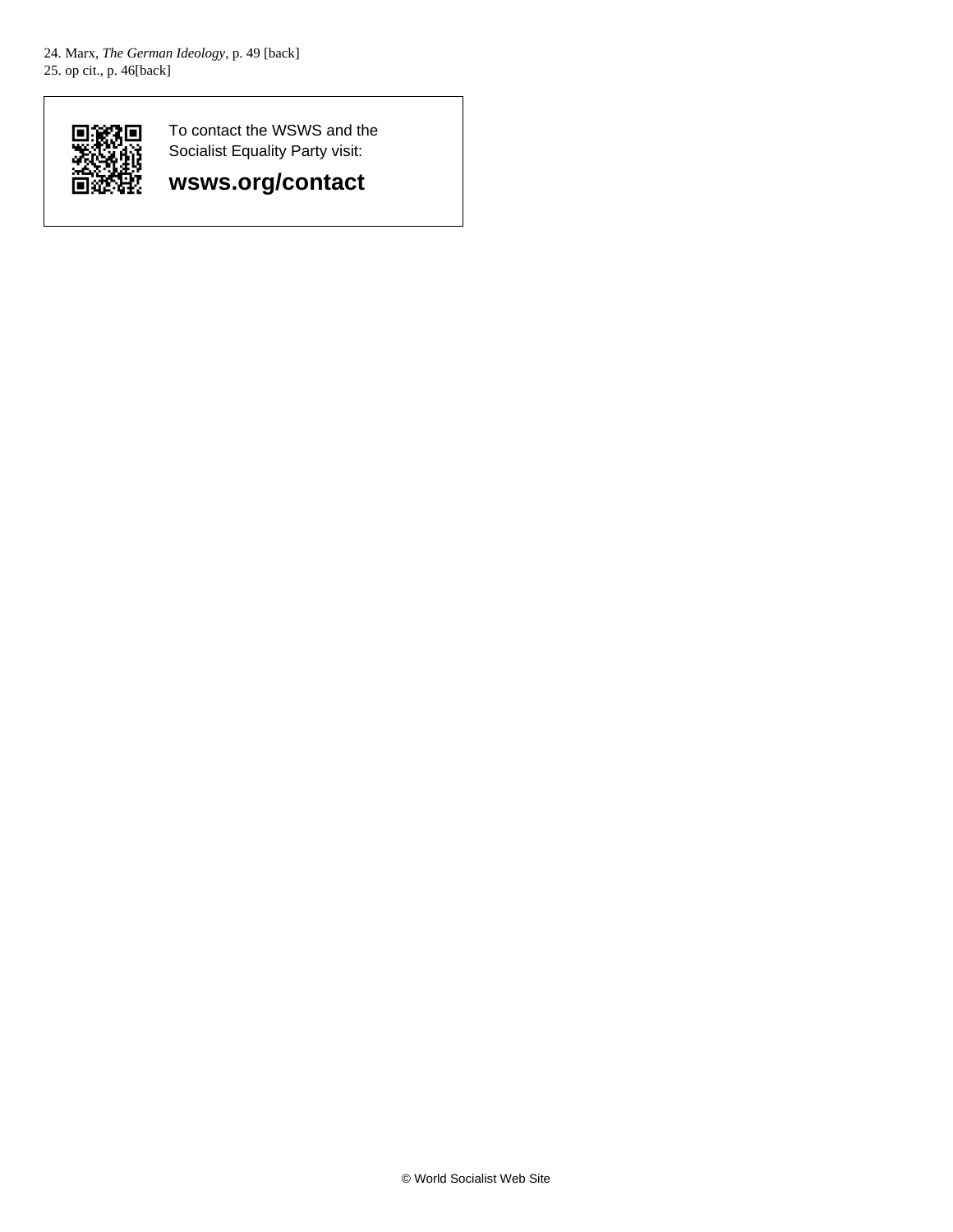24. Marx, *The German Ideology*, p. 49 [back]
25. op cit., p. 46[back]

To contact the WSWS and the Socialist Equality Party visit:

**wsws.org/contact**